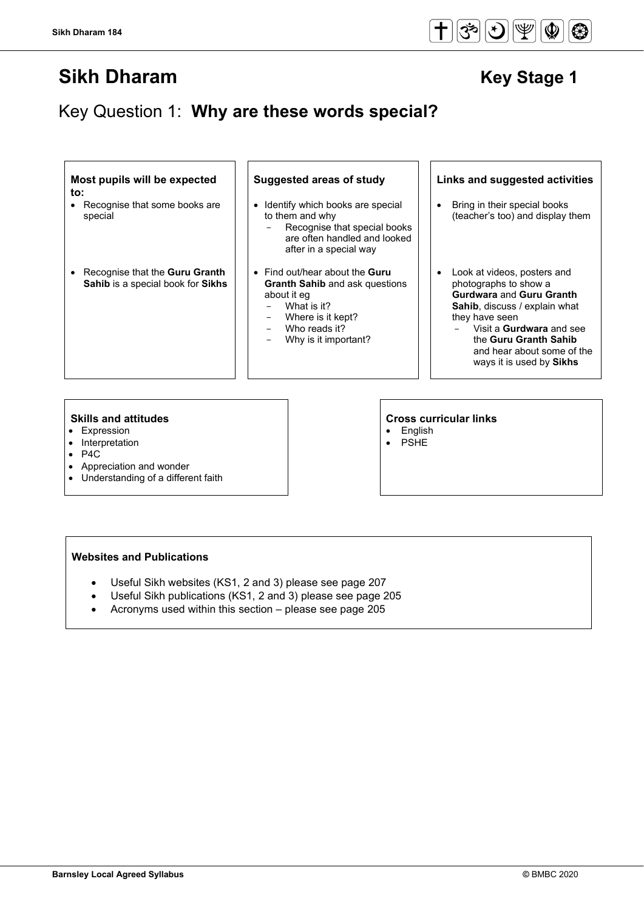# Sikh Dharam

**Key Stage 1**

## Key Question 1: **Why are these words special?**

| Most pupils will be expected to: | Suggested areas of study | Links and suggested activities |
|---|---|---|
| • Recognise that some books are special | • Identify which books are special to them and why<br>– Recognise that special books are often handled and looked after in a special way | • Bring in their special books (teacher's too) and display them |
| • Recognise that the **Guru Granth Sahib** is a special book for **Sikhs** | • Find out/hear about the **Guru Granth Sahib** and ask questions about it eg<br>– What is it?<br>– Where is it kept?<br>– Who reads it?<br>– Why is it important? | • Look at videos, posters and photographs to show a **Gurdwara** and **Guru Granth Sahib**, discuss / explain what they have seen<br>– Visit a **Gurdwara** and see the **Guru Granth Sahib** and hear about some of the ways it is used by **Sikhs** |

**Skills and attitudes**

- Expression
- Interpretation
- P4C
- Appreciation and wonder
- Understanding of a different faith

**Cross curricular links**

- English
- PSHE

**Websites and Publications**

- Useful Sikh websites (KS1, 2 and 3) please see page 207
- Useful Sikh publications (KS1, 2 and 3) please see page 205
- Acronyms used within this section – please see page 205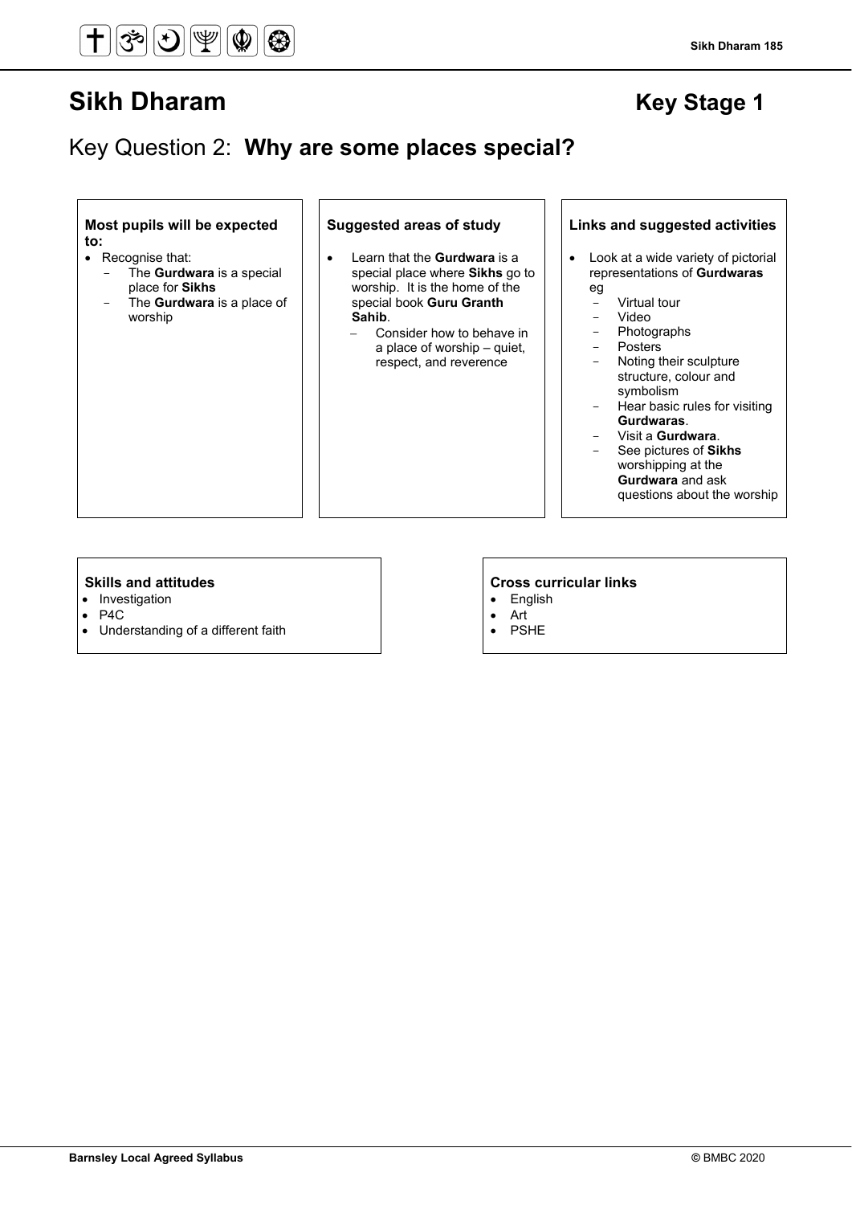# Sikh Dharam

## Key Stage 1

## Key Question 2: **Why are some places special?**

**Most pupils will be expected to:**

- Recognise that:
  - The **Gurdwara** is a special place for **Sikhs**
  - The **Gurdwara** is a place of worship

**Suggested areas of study**

- Learn that the **Gurdwara** is a special place where **Sikhs** go to worship. It is the home of the special book **Guru Granth Sahib**.
  - Consider how to behave in a place of worship – quiet, respect, and reverence

**Links and suggested activities**

- Look at a wide variety of pictorial representations of **Gurdwaras** eg
  - Virtual tour
  - Video
  - Photographs
  - Posters
  - Noting their sculpture structure, colour and symbolism
  - Hear basic rules for visiting **Gurdwaras**.
  - Visit a **Gurdwara**.
  - See pictures of **Sikhs** worshipping at the **Gurdwara** and ask questions about the worship

**Skills and attitudes**

- Investigation
- P4C
- Understanding of a different faith

**Cross curricular links**

- English
- Art
- PSHE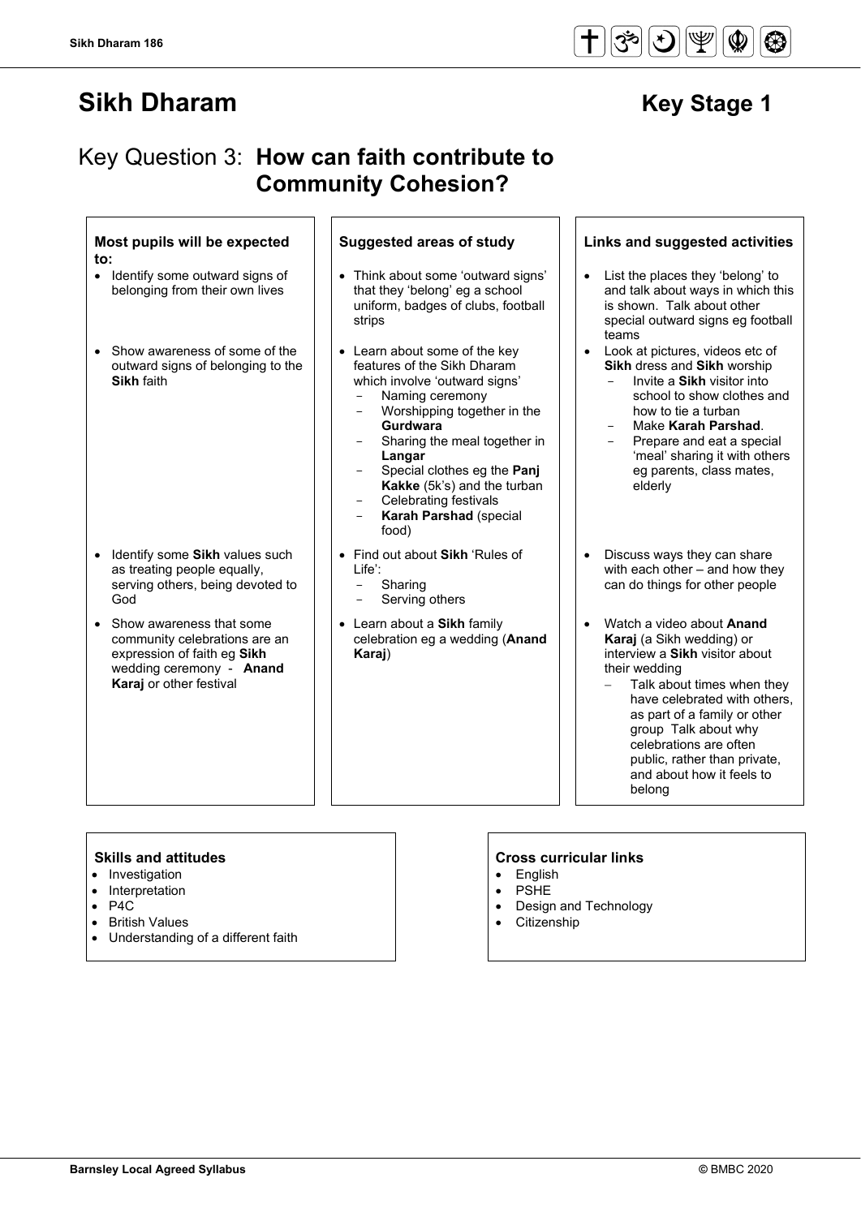# Sikh Dharam

## Key Stage 1

## Key Question 3: **How can faith contribute to Community Cohesion?**

| Most pupils will be expected to: | Suggested areas of study | Links and suggested activities |
| --- | --- | --- |
| • Identify some outward signs of belonging from their own lives | • Think about some 'outward signs' that they 'belong' eg a school uniform, badges of clubs, football strips | • List the places they 'belong' to and talk about ways in which this is shown. Talk about other special outward signs eg football teams |
| • Show awareness of some of the outward signs of belonging to the **Sikh** faith | • Learn about some of the key features of the Sikh Dharam which involve 'outward signs'<br>- Naming ceremony<br>- Worshipping together in the **Gurdwara**<br>- Sharing the meal together in **Langar**<br>- Special clothes eg the **Panj Kakke** (5k's) and the turban<br>- Celebrating festivals<br>- **Karah Parshad** (special food) | • Look at pictures, videos etc of **Sikh** dress and **Sikh** worship<br>- Invite a **Sikh** visitor into school to show clothes and how to tie a turban<br>- Make **Karah Parshad**.<br>- Prepare and eat a special 'meal' sharing it with others eg parents, class mates, elderly |
| • Identify some **Sikh** values such as treating people equally, serving others, being devoted to God | • Find out about **Sikh** 'Rules of Life':<br>- Sharing<br>- Serving others | • Discuss ways they can share with each other – and how they can do things for other people |
| • Show awareness that some community celebrations are an expression of faith eg **Sikh** wedding ceremony - **Anand Karaj** or other festival | • Learn about a **Sikh** family celebration eg a wedding (**Anand Karaj**) | • Watch a video about **Anand Karaj** (a Sikh wedding) or interview a **Sikh** visitor about their wedding<br>- Talk about times when they have celebrated with others, as part of a family or other group Talk about why celebrations are often public, rather than private, and about how it feels to belong |

**Skills and attitudes**
- Investigation
- Interpretation
- P4C
- British Values
- Understanding of a different faith

**Cross curricular links**
- English
- PSHE
- Design and Technology
- Citizenship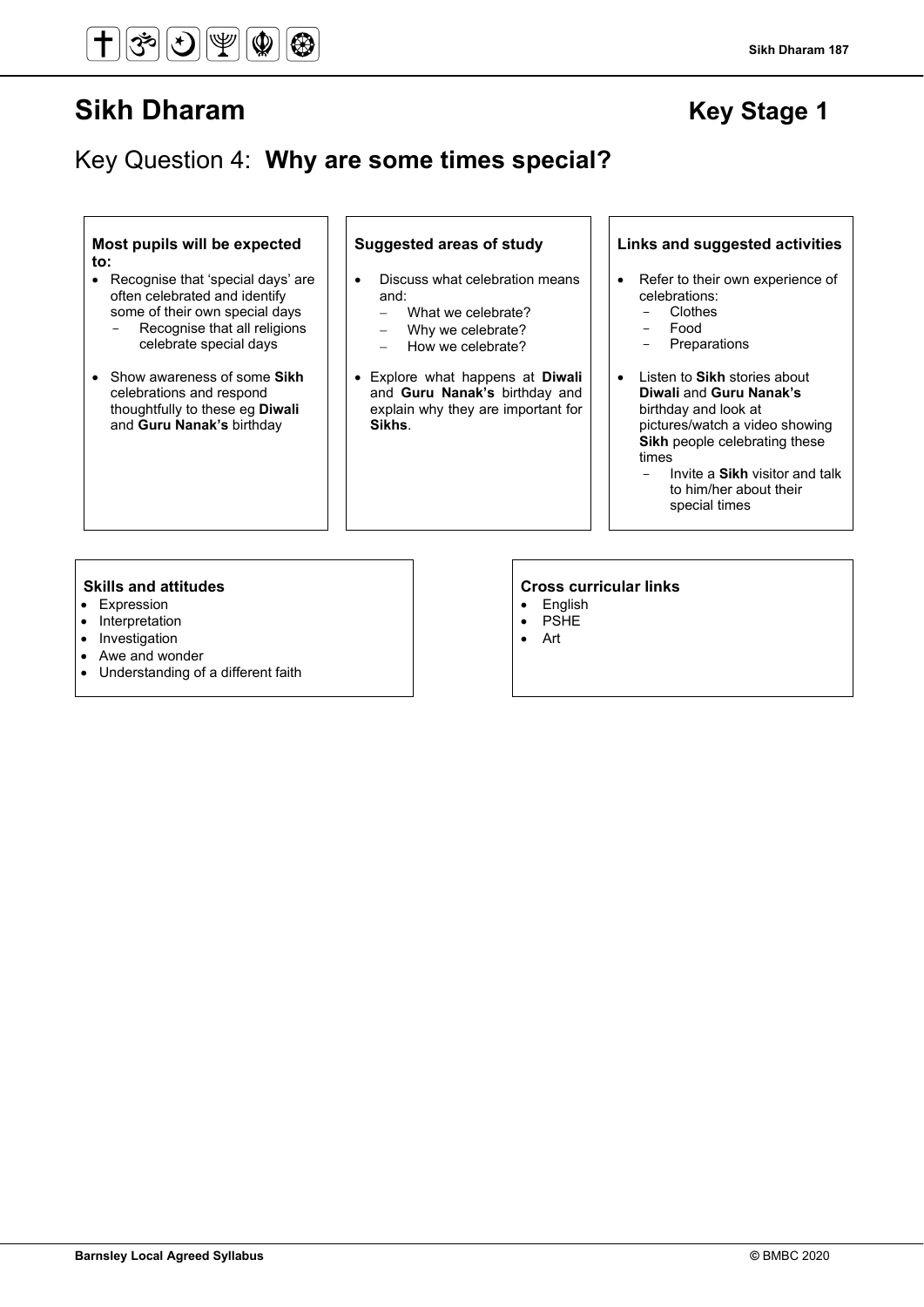# Sikh Dharam

**Key Stage 1**

## Key Question 4: **Why are some times special?**

### Most pupils will be expected to:

- Recognise that 'special days' are often celebrated and identify some of their own special days
  - Recognise that all religions celebrate special days
- Show awareness of some **Sikh** celebrations and respond thoughtfully to these eg **Diwali** and **Guru Nanak's** birthday

### Suggested areas of study

- Discuss what celebration means and:
  - What we celebrate?
  - Why we celebrate?
  - How we celebrate?
- Explore what happens at **Diwali** and **Guru Nanak's** birthday and explain why they are important for **Sikhs**.

### Links and suggested activities

- Refer to their own experience of celebrations:
  - Clothes
  - Food
  - Preparations
- Listen to **Sikh** stories about **Diwali** and **Guru Nanak's** birthday and look at pictures/watch a video showing **Sikh** people celebrating these times
  - Invite a **Sikh** visitor and talk to him/her about their special times

### Skills and attitudes

- Expression
- Interpretation
- Investigation
- Awe and wonder
- Understanding of a different faith

### Cross curricular links

- English
- PSHE
- Art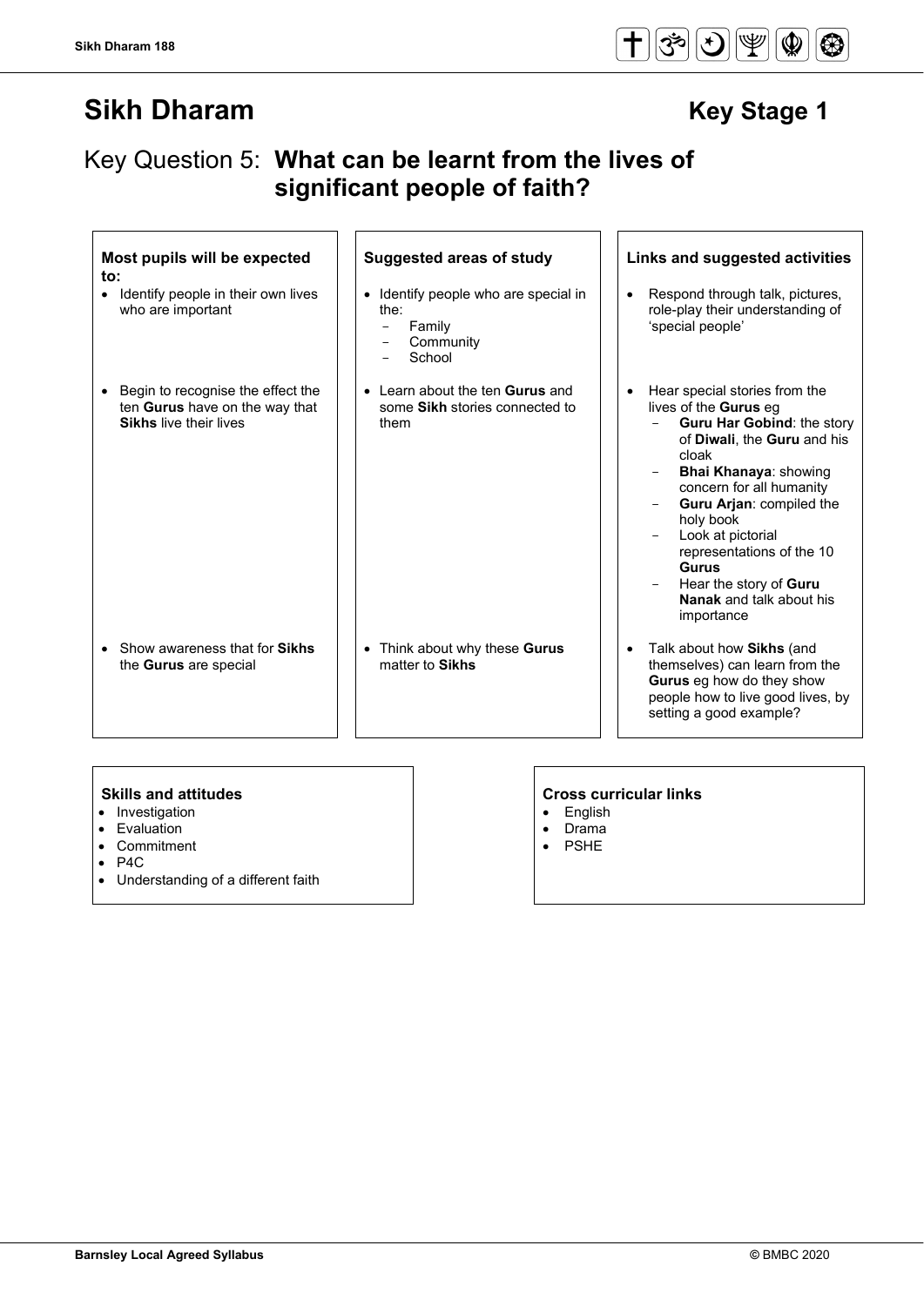# Sikh Dharam

## Key Stage 1

## Key Question 5: **What can be learnt from the lives of significant people of faith?**

| Most pupils will be expected to: | Suggested areas of study | Links and suggested activities |
| --- | --- | --- |
| • Identify people in their own lives who are important | • Identify people who are special in the:<br>– Family<br>– Community<br>– School | • Respond through talk, pictures, role-play their understanding of 'special people' |
| • Begin to recognise the effect the ten **Gurus** have on the way that **Sikhs** live their lives | • Learn about the ten **Gurus** and some **Sikh** stories connected to them | • Hear special stories from the lives of the **Gurus** eg<br>– **Guru Har Gobind**: the story of **Diwali**, the **Guru** and his cloak<br>– **Bhai Khanaya**: showing concern for all humanity<br>– **Guru Arjan**: compiled the holy book<br>– Look at pictorial representations of the 10 **Gurus**<br>– Hear the story of **Guru Nanak** and talk about his importance |
| • Show awareness that for **Sikhs** the **Gurus** are special | • Think about why these **Gurus** matter to **Sikhs** | • Talk about how **Sikhs** (and themselves) can learn from the **Gurus** eg how do they show people how to live good lives, by setting a good example? |

**Skills and attitudes**

- Investigation
- Evaluation
- Commitment
- P4C
- Understanding of a different faith

**Cross curricular links**

- English
- Drama
- PSHE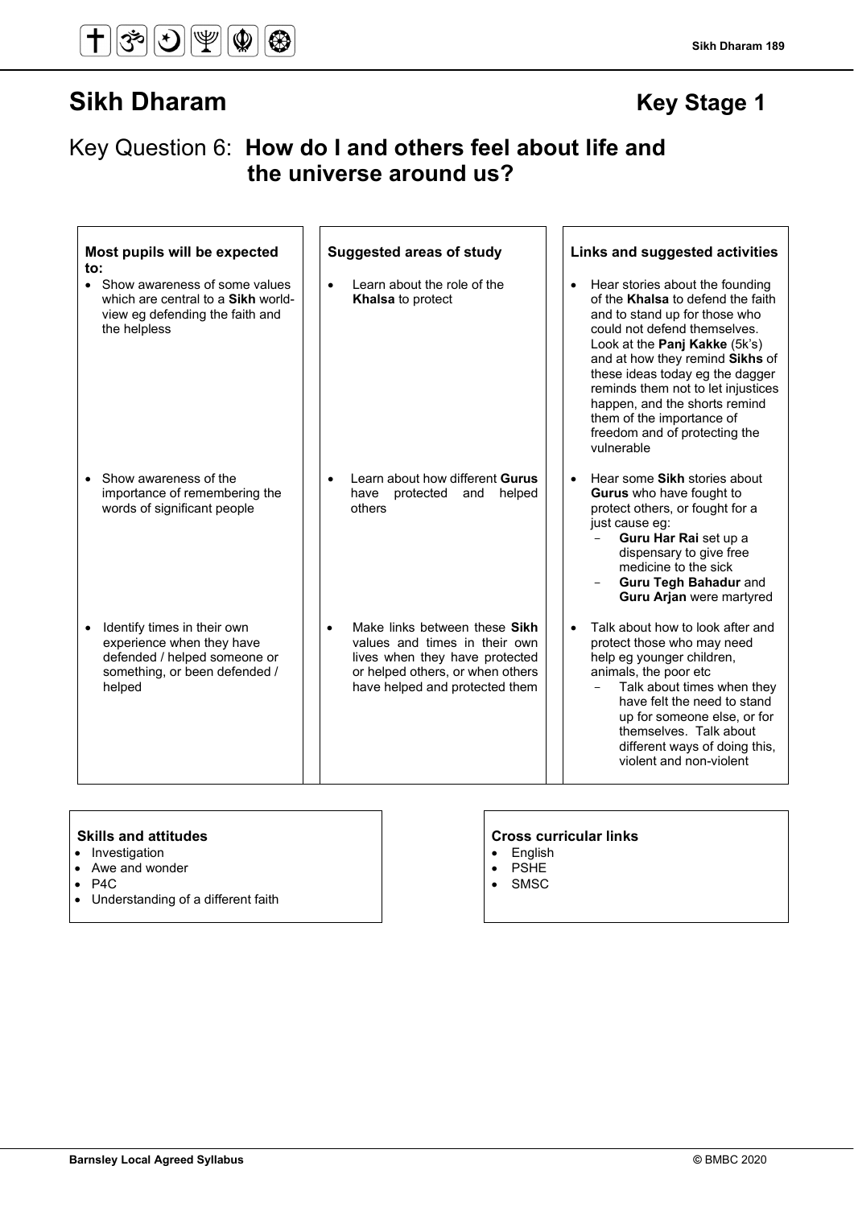# Sikh Dharam

## Key Stage 1

## Key Question 6: **How do I and others feel about life and the universe around us?**

| Most pupils will be expected to: | Suggested areas of study | Links and suggested activities |
| --- | --- | --- |
| • Show awareness of some values which are central to a **Sikh** world-view eg defending the faith and the helpless | • Learn about the role of the **Khalsa** to protect | • Hear stories about the founding of the **Khalsa** to defend the faith and to stand up for those who could not defend themselves. Look at the **Panj Kakke** (5k's) and at how they remind **Sikhs** of these ideas today eg the dagger reminds them not to let injustices happen, and the shorts remind them of the importance of freedom and of protecting the vulnerable |
| • Show awareness of the importance of remembering the words of significant people | • Learn about how different **Gurus** have protected and helped others | • Hear some **Sikh** stories about **Gurus** who have fought to protect others, or fought for a just cause eg: <br> - **Guru Har Rai** set up a dispensary to give free medicine to the sick <br> - **Guru Tegh Bahadur** and **Guru Arjan** were martyred |
| • Identify times in their own experience when they have defended / helped someone or something, or been defended / helped | • Make links between these **Sikh** values and times in their own lives when they have protected or helped others, or when others have helped and protected them | • Talk about how to look after and protect those who may need help eg younger children, animals, the poor etc <br> - Talk about times when they have felt the need to stand up for someone else, or for themselves. Talk about different ways of doing this, violent and non-violent |

**Skills and attitudes**
- Investigation
- Awe and wonder
- P4C
- Understanding of a different faith

**Cross curricular links**
- English
- PSHE
- SMSC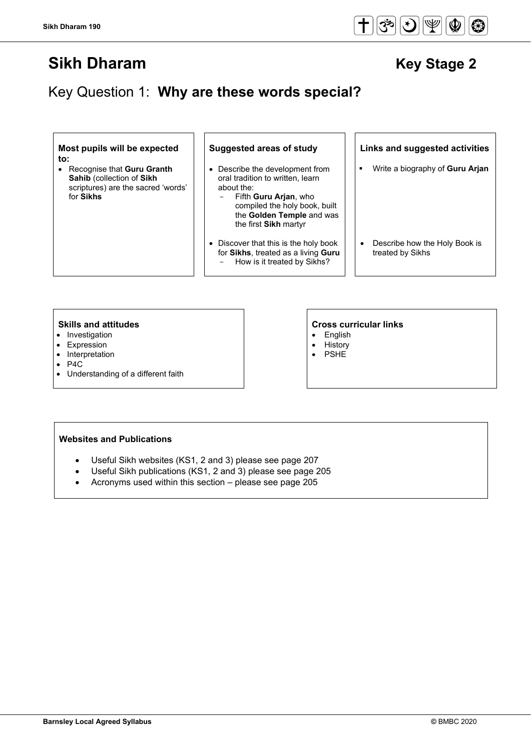# Sikh Dharam

**Key Stage 2**

## Key Question 1: **Why are these words special?**

| Most pupils will be expected to: | Suggested areas of study | Links and suggested activities |
| --- | --- | --- |
| • Recognise that **Guru Granth Sahib** (collection of **Sikh** scriptures) are the sacred 'words' for **Sikhs** | • Describe the development from oral tradition to written, learn about the:<br>– Fifth **Guru Arjan**, who compiled the holy book, built the **Golden Temple** and was the first **Sikh** martyr | ▪ Write a biography of **Guru Arjan** |
| | • Discover that this is the holy book for **Sikhs**, treated as a living **Guru**<br>– How is it treated by Sikhs? | • Describe how the Holy Book is treated by Sikhs |

**Skills and attitudes**

- Investigation
- Expression
- Interpretation
- P4C
- Understanding of a different faith

**Cross curricular links**

- English
- History
- PSHE

**Websites and Publications**

- Useful Sikh websites (KS1, 2 and 3) please see page 207
- Useful Sikh publications (KS1, 2 and 3) please see page 205
- Acronyms used within this section – please see page 205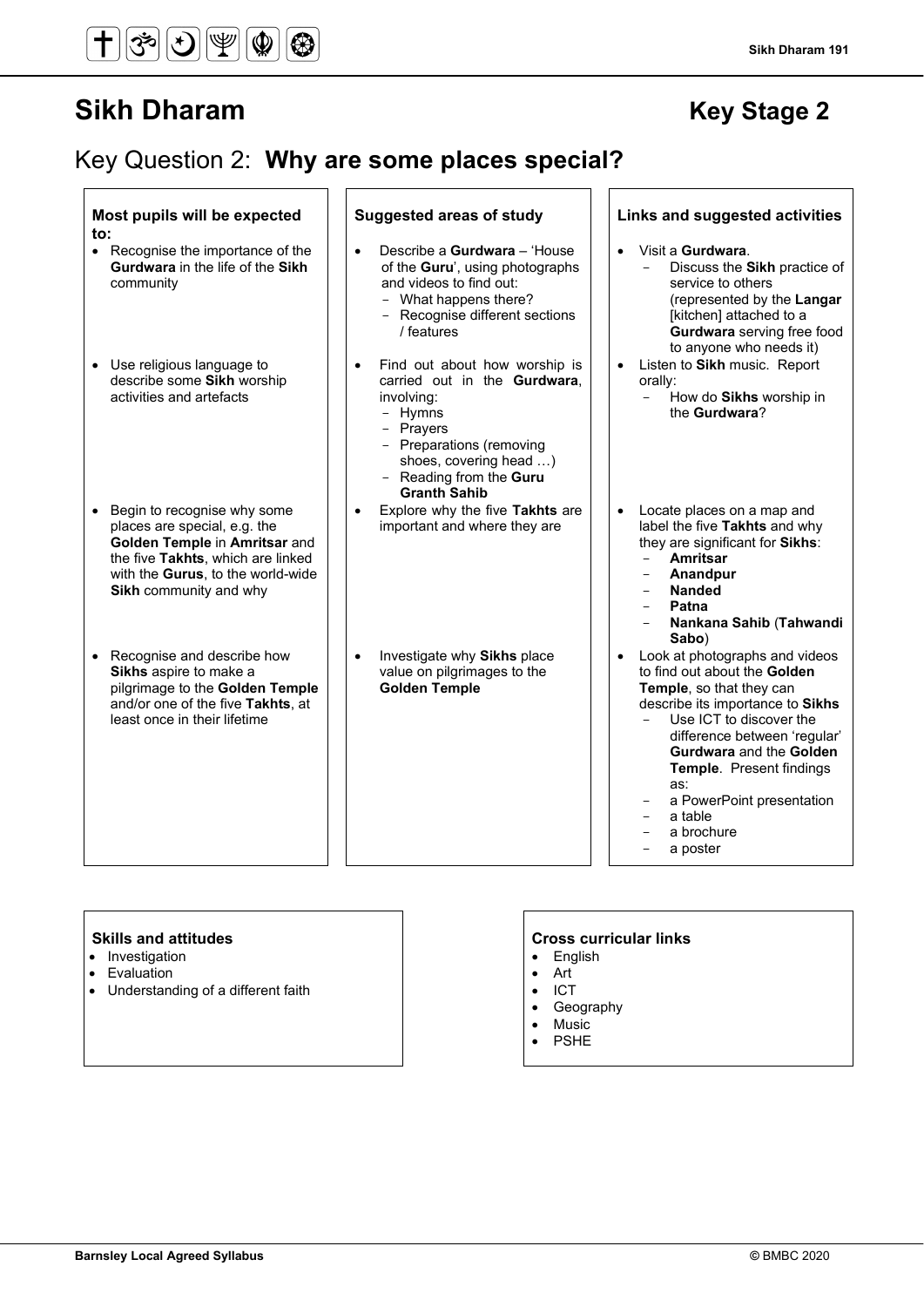# Sikh Dharam

## Key Stage 2

## Key Question 2: **Why are some places special?**

| Most pupils will be expected to: | Suggested areas of study | Links and suggested activities |
| --- | --- | --- |
| • Recognise the importance of the **Gurdwara** in the life of the **Sikh** community | • Describe a **Gurdwara** – 'House of the **Guru**', using photographs and videos to find out:<br>- What happens there?<br>- Recognise different sections / features | • Visit a **Gurdwara**.<br>- Discuss the **Sikh** practice of service to others (represented by the **Langar** [kitchen] attached to a **Gurdwara** serving free food to anyone who needs it) |
| • Use religious language to describe some **Sikh** worship activities and artefacts | • Find out about how worship is carried out in the **Gurdwara**, involving:<br>- Hymns<br>- Prayers<br>- Preparations (removing shoes, covering head …)<br>- Reading from the **Guru Granth Sahib** | • Listen to **Sikh** music. Report orally:<br>- How do **Sikhs** worship in the **Gurdwara**? |
| • Begin to recognise why some places are special, e.g. the **Golden Temple** in **Amritsar** and the five **Takhts**, which are linked with the **Gurus**, to the world-wide **Sikh** community and why | • Explore why the five **Takhts** are important and where they are | • Locate places on a map and label the five **Takhts** and why they are significant for **Sikhs**:<br>- **Amritsar**<br>- **Anandpur**<br>- **Nanded**<br>- **Patna**<br>- **Nankana Sahib** (**Tahwandi Sabo**) |
| • Recognise and describe how **Sikhs** aspire to make a pilgrimage to the **Golden Temple** and/or one of the five **Takhts**, at least once in their lifetime | • Investigate why **Sikhs** place value on pilgrimages to the **Golden Temple** | • Look at photographs and videos to find out about the **Golden Temple**, so that they can describe its importance to **Sikhs**<br>- Use ICT to discover the difference between 'regular' **Gurdwara** and the **Golden Temple**. Present findings as:<br>- a PowerPoint presentation<br>- a table<br>- a brochure<br>- a poster |

**Skills and attitudes**
- Investigation
- Evaluation
- Understanding of a different faith

**Cross curricular links**
- English
- Art
- ICT
- Geography
- Music
- PSHE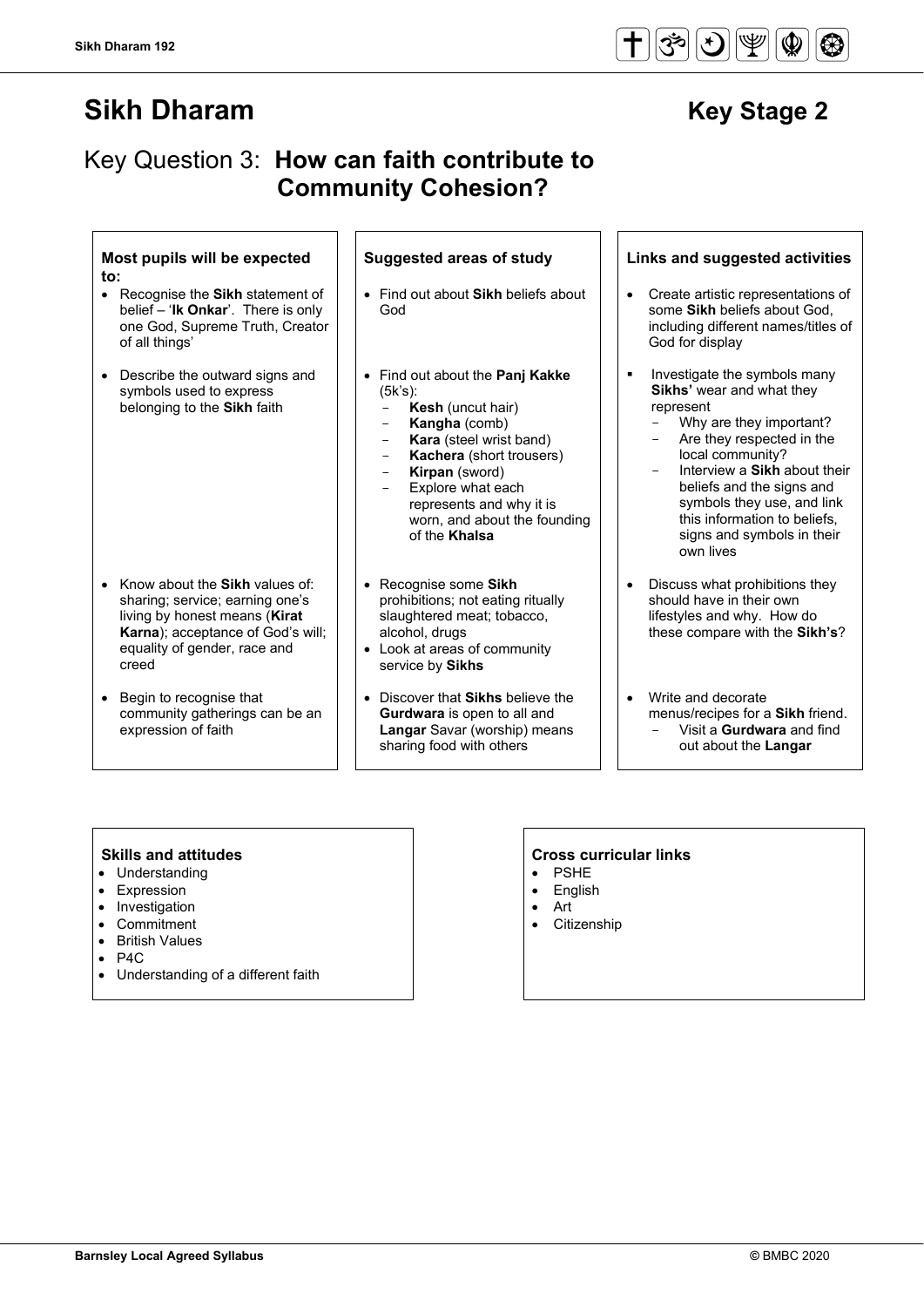# Sikh Dharam

**Key Stage 2**

## Key Question 3: **How can faith contribute to Community Cohesion?**

| Most pupils will be expected to: | Suggested areas of study | Links and suggested activities |
|---|---|---|
| • Recognise the **Sikh** statement of belief – '**Ik Onkar**'. There is only one God, Supreme Truth, Creator of all things' | • Find out about **Sikh** beliefs about God | • Create artistic representations of some **Sikh** beliefs about God, including different names/titles of God for display |
| • Describe the outward signs and symbols used to express belonging to the **Sikh** faith | • Find out about the **Panj Kakke** (5k's):<br>- **Kesh** (uncut hair)<br>- **Kangha** (comb)<br>- **Kara** (steel wrist band)<br>- **Kachera** (short trousers)<br>- **Kirpan** (sword)<br>- Explore what each represents and why it is worn, and about the founding of the **Khalsa** | ▪ Investigate the symbols many **Sikhs'** wear and what they represent<br>- Why are they important?<br>- Are they respected in the local community?<br>- Interview a **Sikh** about their beliefs and the signs and symbols they use, and link this information to beliefs, signs and symbols in their own lives |
| • Know about the **Sikh** values of: sharing; service; earning one's living by honest means (**Kirat Karna**); acceptance of God's will; equality of gender, race and creed | • Recognise some **Sikh** prohibitions; not eating ritually slaughtered meat; tobacco, alcohol, drugs<br>• Look at areas of community service by **Sikhs** | • Discuss what prohibitions they should have in their own lifestyles and why. How do these compare with the **Sikh's**? |
| • Begin to recognise that community gatherings can be an expression of faith | • Discover that **Sikhs** believe the **Gurdwara** is open to all and **Langar** Savar (worship) means sharing food with others | • Write and decorate menus/recipes for a **Sikh** friend.<br>- Visit a **Gurdwara** and find out about the **Langar** |

### Skills and attitudes

- Understanding
- Expression
- Investigation
- Commitment
- British Values
- P4C
- Understanding of a different faith

### Cross curricular links

- PSHE
- English
- Art
- Citizenship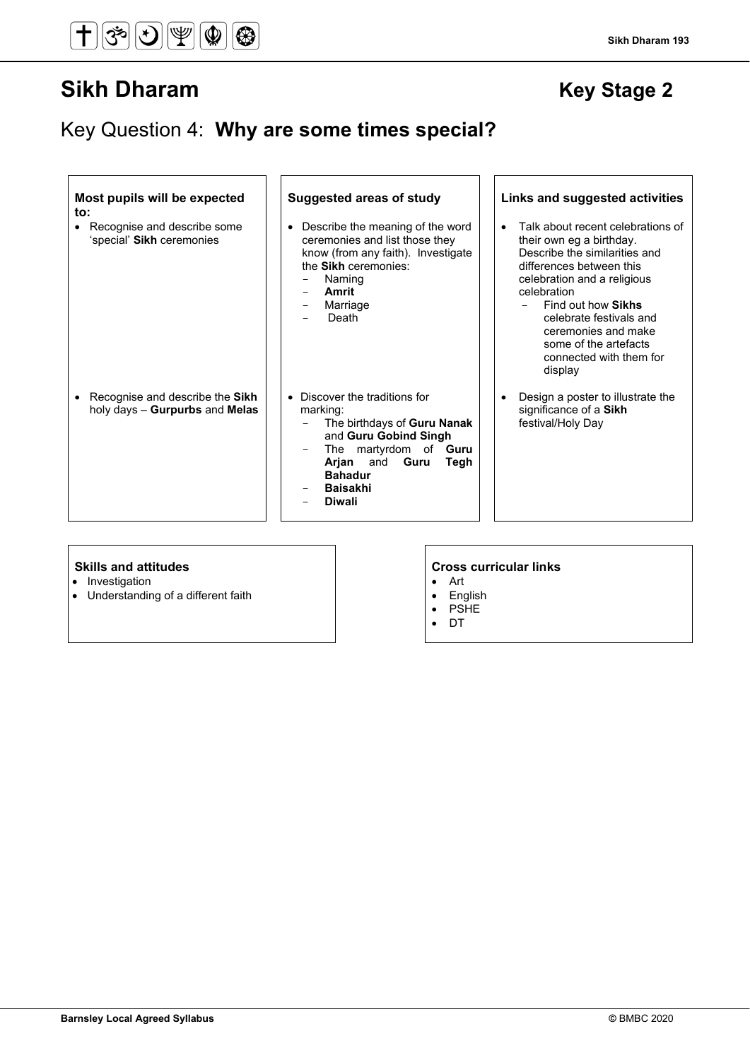# Sikh Dharam

## Key Stage 2

## Key Question 4: **Why are some times special?**

| Most pupils will be expected to: | Suggested areas of study | Links and suggested activities |
|---|---|---|
| • Recognise and describe some 'special' **Sikh** ceremonies | • Describe the meaning of the word ceremonies and list those they know (from any faith). Investigate the **Sikh** ceremonies:<br>- Naming<br>- **Amrit**<br>- Marriage<br>- Death | • Talk about recent celebrations of their own eg a birthday. Describe the similarities and differences between this celebration and a religious celebration<br>- Find out how **Sikhs** celebrate festivals and ceremonies and make some of the artefacts connected with them for display |
| • Recognise and describe the **Sikh** holy days – **Gurpurbs** and **Melas** | • Discover the traditions for marking:<br>- The birthdays of **Guru Nanak** and **Guru Gobind Singh**<br>- The martyrdom of **Guru Arjan** and **Guru Tegh Bahadur**<br>- **Baisakhi**<br>- **Diwali** | • Design a poster to illustrate the significance of a **Sikh** festival/Holy Day |

**Skills and attitudes**

- Investigation
- Understanding of a different faith

**Cross curricular links**

- Art
- English
- PSHE
- DT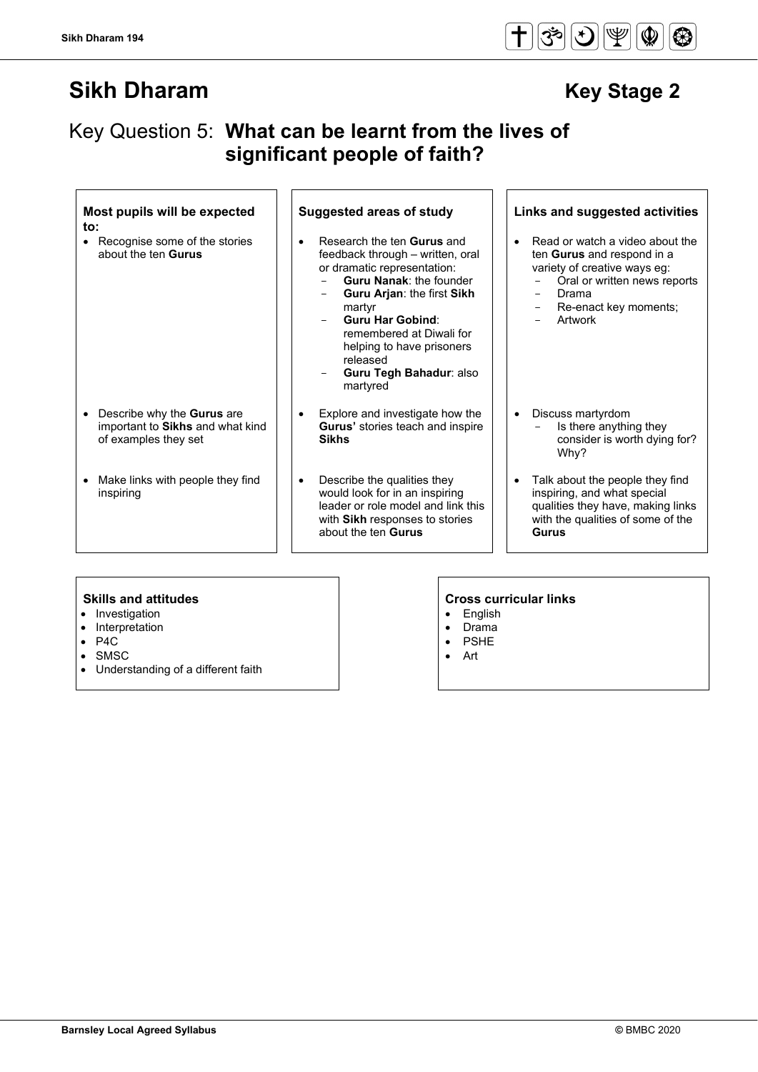# Sikh Dharam

## Key Stage 2

## Key Question 5: **What can be learnt from the lives of significant people of faith?**

| Most pupils will be expected to: | Suggested areas of study | Links and suggested activities |
|---|---|---|
| • Recognise some of the stories about the ten **Gurus** | • Research the ten **Gurus** and feedback through – written, oral or dramatic representation:<br>– **Guru Nanak**: the founder<br>– **Guru Arjan**: the first **Sikh** martyr<br>– **Guru Har Gobind**: remembered at Diwali for helping to have prisoners released<br>– **Guru Tegh Bahadur**: also martyred | • Read or watch a video about the ten **Gurus** and respond in a variety of creative ways eg:<br>– Oral or written news reports<br>– Drama<br>– Re-enact key moments;<br>– Artwork |
| • Describe why the **Gurus** are important to **Sikhs** and what kind of examples they set | • Explore and investigate how the **Gurus'** stories teach and inspire **Sikhs** | • Discuss martyrdom<br>– Is there anything they consider is worth dying for? Why? |
| • Make links with people they find inspiring | • Describe the qualities they would look for in an inspiring leader or role model and link this with **Sikh** responses to stories about the ten **Gurus** | • Talk about the people they find inspiring, and what special qualities they have, making links with the qualities of some of the **Gurus** |

**Skills and attitudes**

- Investigation
- Interpretation
- P4C
- SMSC
- Understanding of a different faith

**Cross curricular links**

- English
- Drama
- PSHE
- Art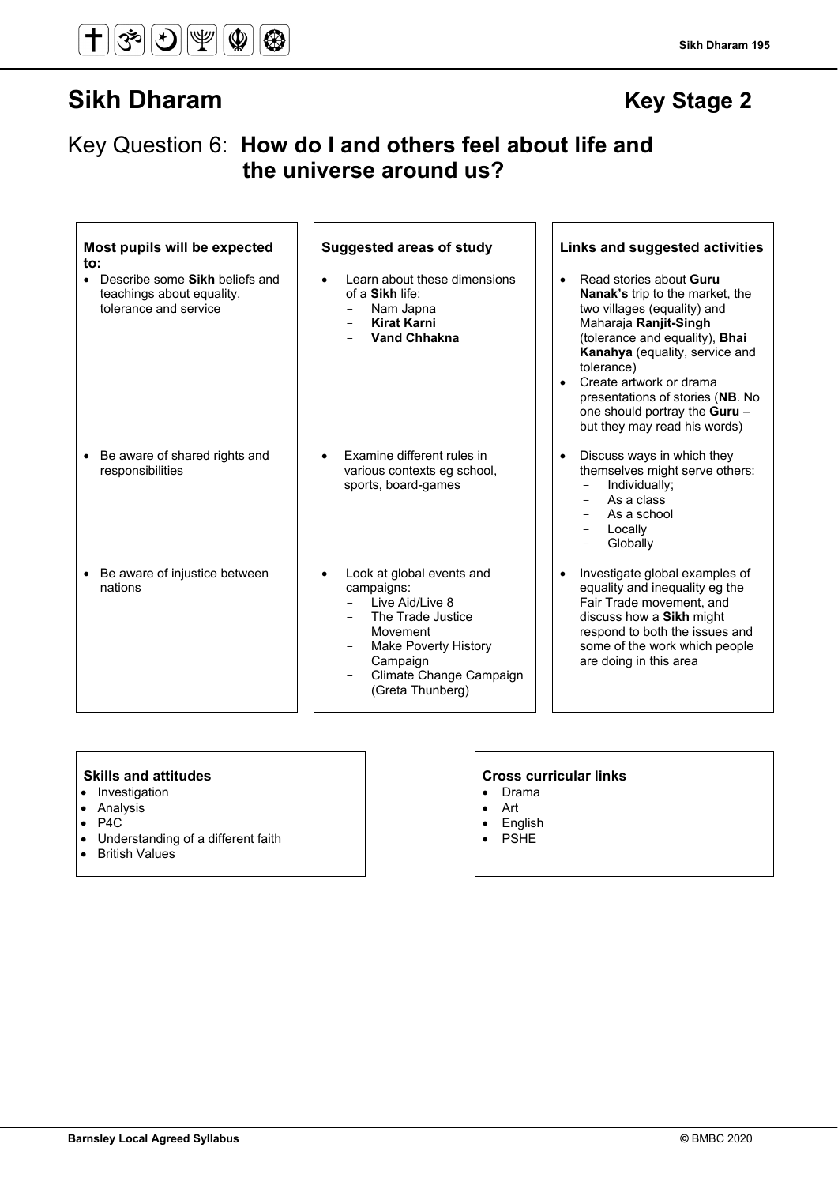# Sikh Dharam

## Key Stage 2

## Key Question 6: **How do I and others feel about life and the universe around us?**

| Most pupils will be expected to: | Suggested areas of study | Links and suggested activities |
| --- | --- | --- |
| • Describe some **Sikh** beliefs and teachings about equality, tolerance and service | • Learn about these dimensions of a **Sikh** life:<br>- Nam Japna<br>- **Kirat Karni**<br>- **Vand Chhakna** | • Read stories about **Guru Nanak's** trip to the market, the two villages (equality) and Maharaja **Ranjit-Singh** (tolerance and equality), **Bhai Kanahya** (equality, service and tolerance)<br>• Create artwork or drama presentations of stories (**NB**. No one should portray the **Guru** – but they may read his words) |
| • Be aware of shared rights and responsibilities | • Examine different rules in various contexts eg school, sports, board-games | • Discuss ways in which they themselves might serve others:<br>- Individually;<br>- As a class<br>- As a school<br>- Locally<br>- Globally |
| • Be aware of injustice between nations | • Look at global events and campaigns:<br>- Live Aid/Live 8<br>- The Trade Justice Movement<br>- Make Poverty History Campaign<br>- Climate Change Campaign (Greta Thunberg) | • Investigate global examples of equality and inequality eg the Fair Trade movement, and discuss how a **Sikh** might respond to both the issues and some of the work which people are doing in this area |

**Skills and attitudes**

- Investigation
- Analysis
- P4C
- Understanding of a different faith
- British Values

**Cross curricular links**

- Drama
- Art
- English
- PSHE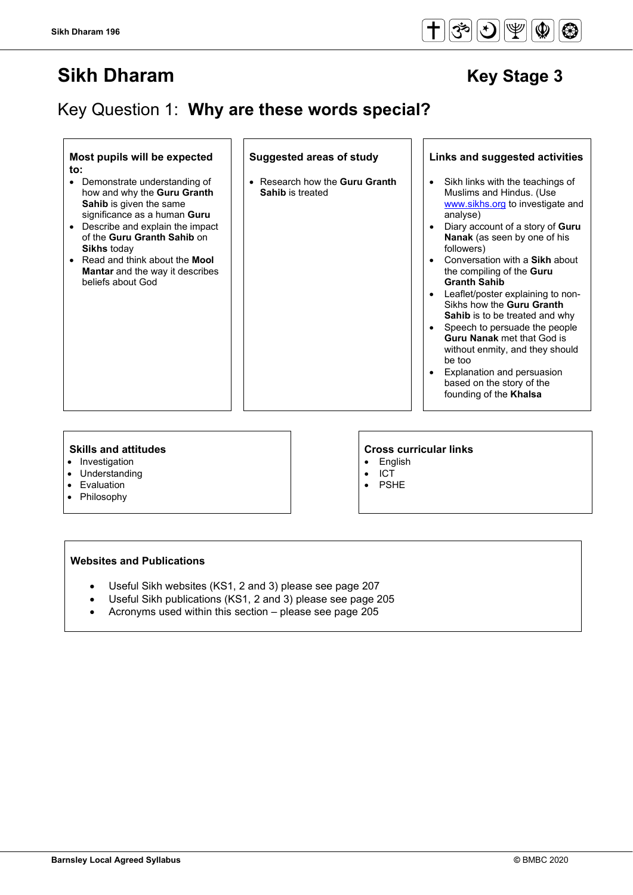# Sikh Dharam

## Key Stage 3

## Key Question 1: **Why are these words special?**

### Most pupils will be expected to:

- Demonstrate understanding of how and why the **Guru Granth Sahib** is given the same significance as a human **Guru**
- Describe and explain the impact of the **Guru Granth Sahib** on **Sikhs** today
- Read and think about the **Mool Mantar** and the way it describes beliefs about God

### Suggested areas of study

- Research how the **Guru Granth Sahib** is treated

### Links and suggested activities

- Sikh links with the teachings of Muslims and Hindus. (Use www.sikhs.org to investigate and analyse)
- Diary account of a story of **Guru Nanak** (as seen by one of his followers)
- Conversation with a **Sikh** about the compiling of the **Guru Granth Sahib**
- Leaflet/poster explaining to non-Sikhs how the **Guru Granth Sahib** is to be treated and why
- Speech to persuade the people **Guru Nanak** met that God is without enmity, and they should be too
- Explanation and persuasion based on the story of the founding of the **Khalsa**

### Skills and attitudes

- Investigation
- Understanding
- Evaluation
- Philosophy

### Cross curricular links

- English
- ICT
- PSHE

### Websites and Publications

- Useful Sikh websites (KS1, 2 and 3) please see page 207
- Useful Sikh publications (KS1, 2 and 3) please see page 205
- Acronyms used within this section – please see page 205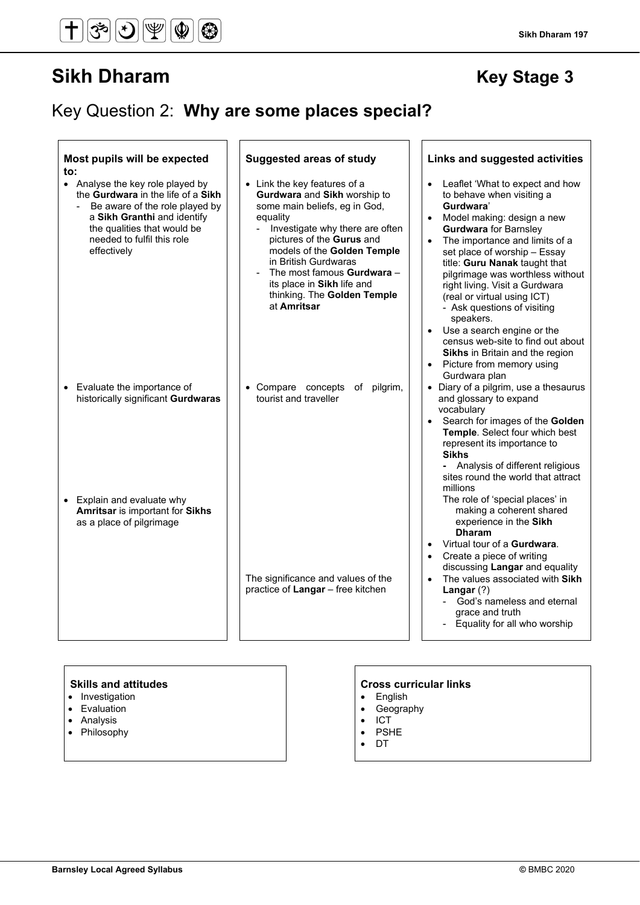# Sikh Dharam

## Key Stage 3

## Key Question 2: **Why are some places special?**

| Most pupils will be expected to: | Suggested areas of study | Links and suggested activities |
|---|---|---|
| • Analyse the key role played by the **Gurdwara** in the life of a **Sikh**<br>- Be aware of the role played by a **Sikh Granthi** and identify the qualities that would be needed to fulfil this role effectively | • Link the key features of a **Gurdwara** and **Sikh** worship to some main beliefs, eg in God, equality<br>- Investigate why there are often pictures of the **Gurus** and models of the **Golden Temple** in British Gurdwaras<br>- The most famous **Gurdwara** – its place in **Sikh** life and thinking. The **Golden Temple** at **Amritsar** | • Leaflet 'What to expect and how to behave when visiting a **Gurdwara**'<br>• Model making: design a new **Gurdwara** for Barnsley<br>• The importance and limits of a set place of worship – Essay title: **Guru Nanak** taught that pilgrimage was worthless without right living. Visit a Gurdwara (real or virtual using ICT)<br>- Ask questions of visiting speakers.<br>• Use a search engine or the census web-site to find out about **Sikhs** in Britain and the region<br>• Picture from memory using Gurdwara plan |
| • Evaluate the importance of historically significant **Gurdwaras**<br><br>• Explain and evaluate why **Amritsar** is important for **Sikhs** as a place of pilgrimage | • Compare concepts of pilgrim, tourist and traveller<br><br>The significance and values of the practice of **Langar** – free kitchen | • Diary of a pilgrim, use a thesaurus and glossary to expand vocabulary<br>• Search for images of the **Golden Temple**. Select four which best represent its importance to **Sikhs**<br>- Analysis of different religious sites round the world that attract millions<br>The role of 'special places' in making a coherent shared experience in the **Sikh Dharam**<br>• Virtual tour of a **Gurdwara**.<br>• Create a piece of writing discussing **Langar** and equality<br>• The values associated with **Sikh Langar** (?)<br>- God's nameless and eternal grace and truth<br>- Equality for all who worship |

**Skills and attitudes**
- Investigation
- Evaluation
- Analysis
- Philosophy

**Cross curricular links**
- English
- Geography
- ICT
- PSHE
- DT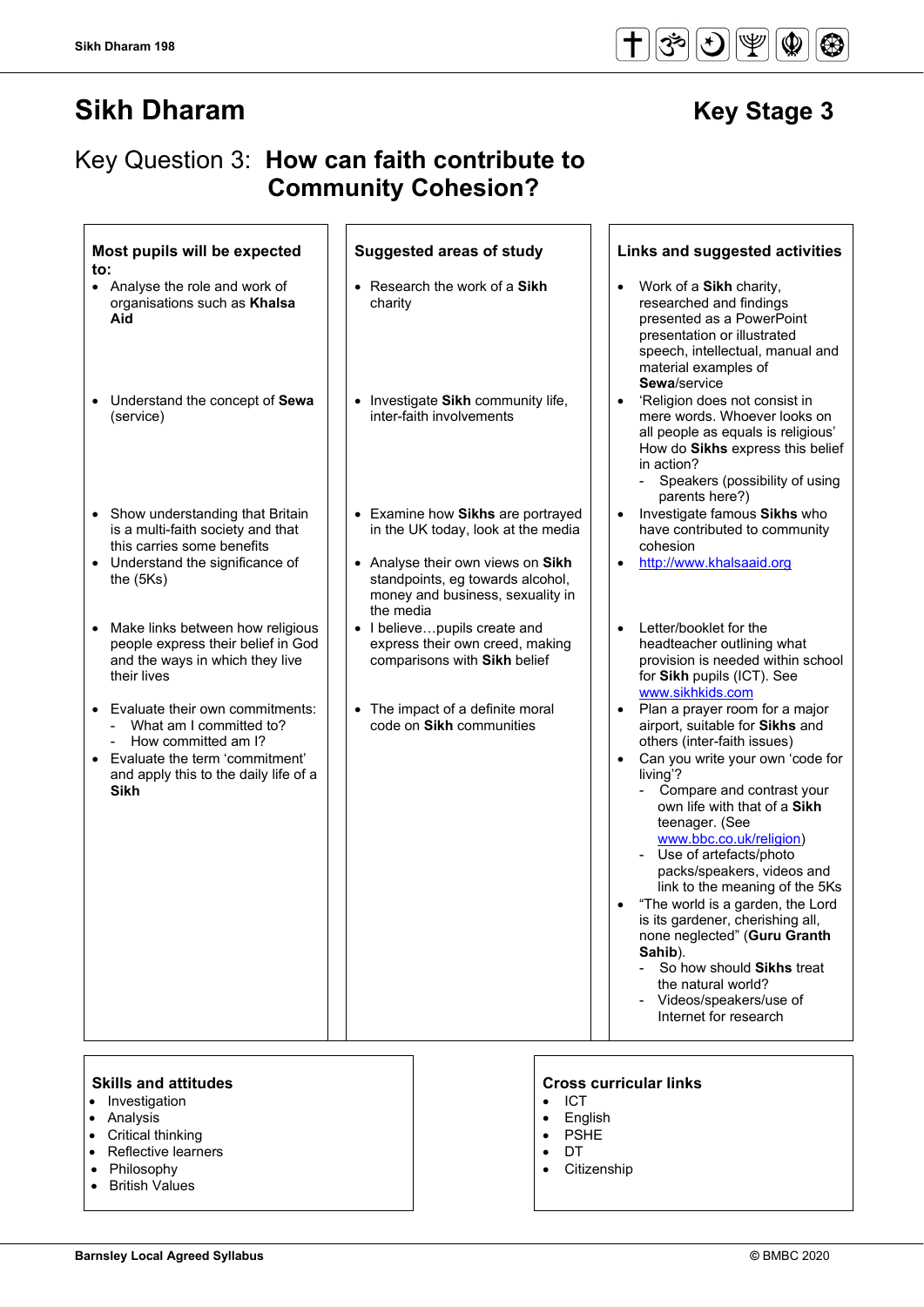# Sikh Dharam

## Key Stage 3

## Key Question 3: **How can faith contribute to Community Cohesion?**

| Most pupils will be expected to: | Suggested areas of study | Links and suggested activities |
|---|---|---|
| • Analyse the role and work of organisations such as **Khalsa Aid** | • Research the work of a **Sikh** charity | • Work of a **Sikh** charity, researched and findings presented as a PowerPoint presentation or illustrated speech, intellectual, manual and material examples of **Sewa**/service |
| • Understand the concept of **Sewa** (service) | • Investigate **Sikh** community life, inter-faith involvements | • 'Religion does not consist in mere words. Whoever looks on all people as equals is religious' How do **Sikhs** express this belief in action?<br>- Speakers (possibility of using parents here?) |
| • Show understanding that Britain is a multi-faith society and that this carries some benefits<br>• Understand the significance of the (5Ks) | • Examine how **Sikhs** are portrayed in the UK today, look at the media<br>• Analyse their own views on **Sikh** standpoints, eg towards alcohol, money and business, sexuality in the media | • Investigate famous **Sikhs** who have contributed to community cohesion<br>• http://www.khalsaaid.org |
| • Make links between how religious people express their belief in God and the ways in which they live their lives<br>• Evaluate their own commitments:<br>- What am I committed to?<br>- How committed am I?<br>• Evaluate the term 'commitment' and apply this to the daily life of a **Sikh** | • I believe…pupils create and express their own creed, making comparisons with **Sikh** belief<br>• The impact of a definite moral code on **Sikh** communities | • Letter/booklet for the headteacher outlining what provision is needed within school for **Sikh** pupils (ICT). See www.sikhkids.com<br>• Plan a prayer room for a major airport, suitable for **Sikhs** and others (inter-faith issues)<br>• Can you write your own 'code for living'?<br>- Compare and contrast your own life with that of a **Sikh** teenager. (See www.bbc.co.uk/religion)<br>- Use of artefacts/photo packs/speakers, videos and link to the meaning of the 5Ks<br>• "The world is a garden, the Lord is its gardener, cherishing all, none neglected" (**Guru Granth Sahib**).<br>- So how should **Sikhs** treat the natural world?<br>- Videos/speakers/use of Internet for research |

### Skills and attitudes

- Investigation
- Analysis
- Critical thinking
- Reflective learners
- Philosophy
- British Values

### Cross curricular links

- ICT
- English
- PSHE
- DT
- Citizenship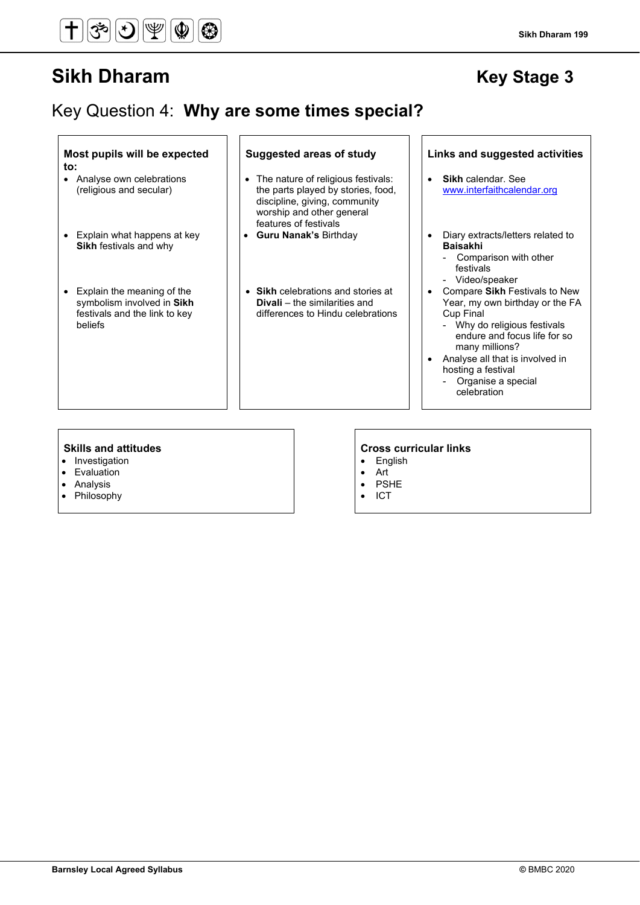# Sikh Dharam

## Key Stage 3

### Key Question 4: **Why are some times special?**

| Most pupils will be expected to: | Suggested areas of study | Links and suggested activities |
| --- | --- | --- |
| • Analyse own celebrations (religious and secular) | • The nature of religious festivals: the parts played by stories, food, discipline, giving, community worship and other general features of festivals | • **Sikh** calendar. See www.interfaithcalendar.org |
| • Explain what happens at key **Sikh** festivals and why | • **Guru Nanak's** Birthday | • Diary extracts/letters related to **Baisakhi**<br>- Comparison with other festivals<br>- Video/speaker |
| • Explain the meaning of the symbolism involved in **Sikh** festivals and the link to key beliefs | • **Sikh** celebrations and stories at **Divali** – the similarities and differences to Hindu celebrations | • Compare **Sikh** Festivals to New Year, my own birthday or the FA Cup Final<br>- Why do religious festivals endure and focus life for so many millions?<br>• Analyse all that is involved in hosting a festival<br>- Organise a special celebration |

**Skills and attitudes**
- Investigation
- Evaluation
- Analysis
- Philosophy

**Cross curricular links**
- English
- Art
- PSHE
- ICT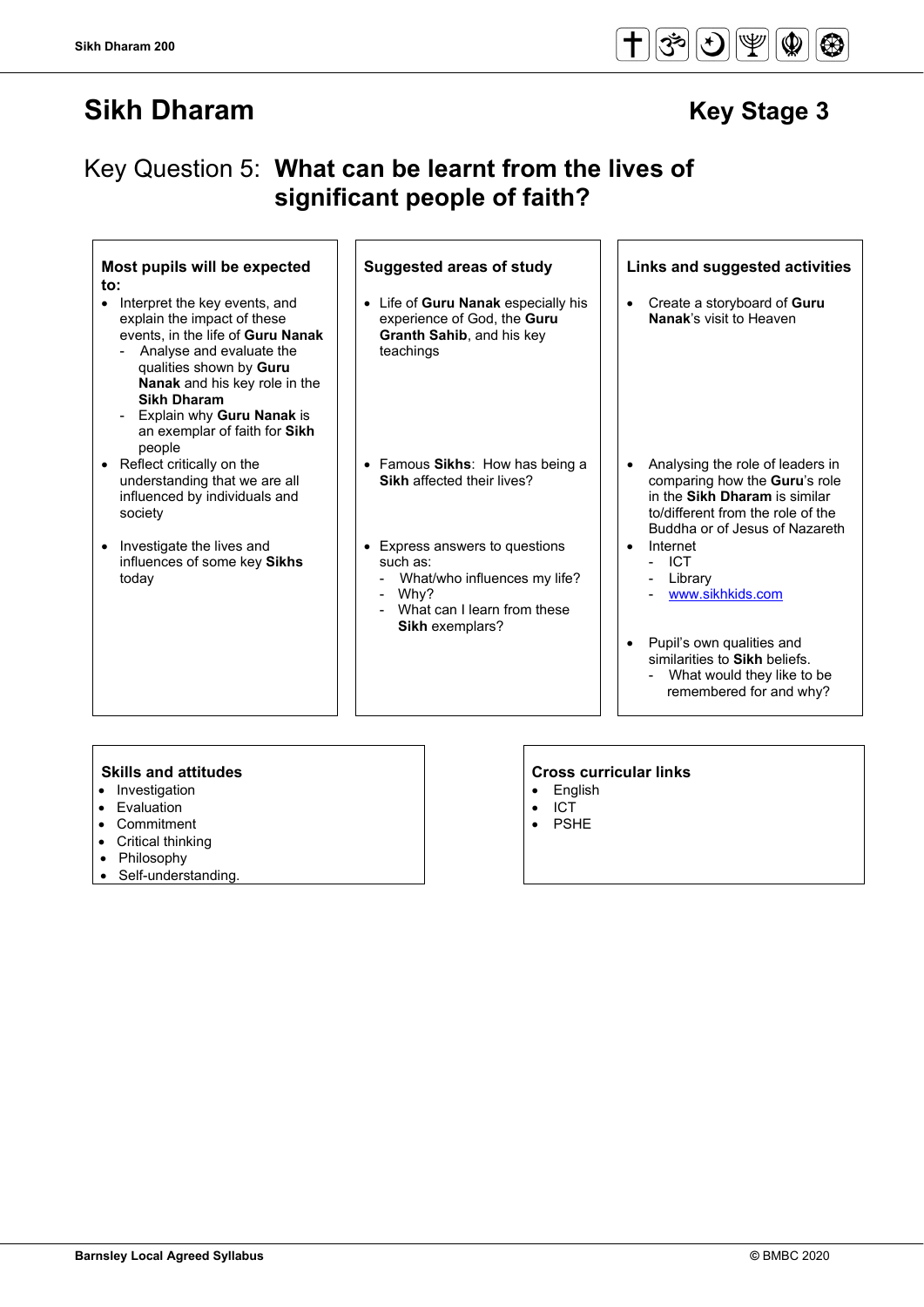# Sikh Dharam

## Key Stage 3

## Key Question 5: **What can be learnt from the lives of significant people of faith?**

| Most pupils will be expected to: | Suggested areas of study | Links and suggested activities |
|---|---|---|
| • Interpret the key events, and explain the impact of these events, in the life of **Guru Nanak**<br>- Analyse and evaluate the qualities shown by **Guru Nanak** and his key role in the **Sikh Dharam**<br>- Explain why **Guru Nanak** is an exemplar of faith for **Sikh** people | • Life of **Guru Nanak** especially his experience of God, the **Guru Granth Sahib**, and his key teachings | • Create a storyboard of **Guru Nanak**'s visit to Heaven |
| • Reflect critically on the understanding that we are all influenced by individuals and society | • Famous **Sikhs**: How has being a **Sikh** affected their lives? | • Analysing the role of leaders in comparing how the **Guru**'s role in the **Sikh Dharam** is similar to/different from the role of the Buddha or of Jesus of Nazareth |
| • Investigate the lives and influences of some key **Sikhs** today | • Express answers to questions such as:<br>- What/who influences my life?<br>- Why?<br>- What can I learn from these **Sikh** exemplars? | • Internet<br>- ICT<br>- Library<br>- www.sikhkids.com<br><br>• Pupil's own qualities and similarities to **Sikh** beliefs.<br>- What would they like to be remembered for and why? |

**Skills and attitudes**
- Investigation
- Evaluation
- Commitment
- Critical thinking
- Philosophy
- Self-understanding.

**Cross curricular links**
- English
- ICT
- PSHE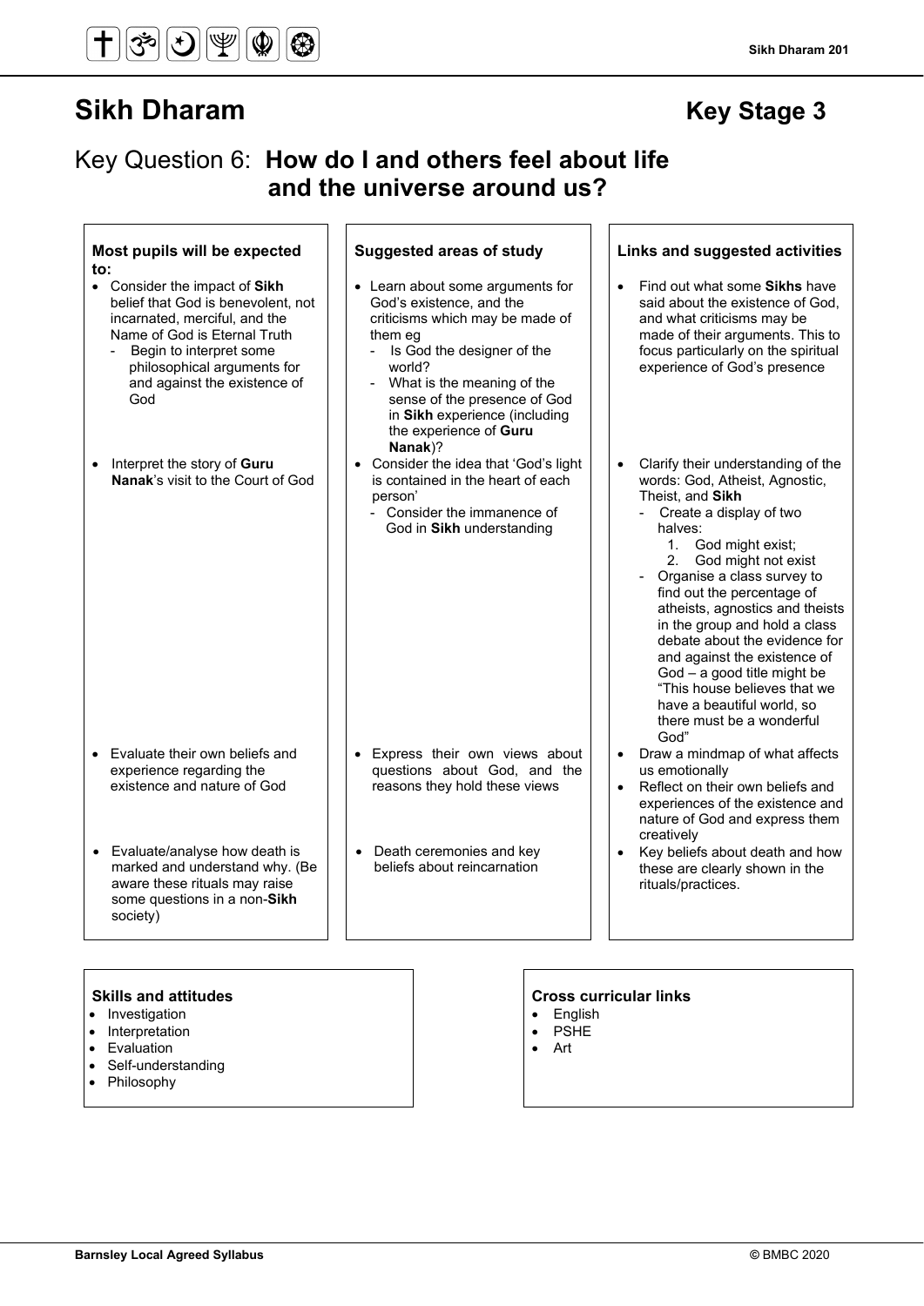# Sikh Dharam

## Key Stage 3

## Key Question 6: **How do I and others feel about life and the universe around us?**

| **Most pupils will be expected to:** | **Suggested areas of study** | **Links and suggested activities** |
| --- | --- | --- |
| • Consider the impact of **Sikh** belief that God is benevolent, not incarnated, merciful, and the Name of God is Eternal Truth<br>- Begin to interpret some philosophical arguments for and against the existence of God | • Learn about some arguments for God's existence, and the criticisms which may be made of them eg<br>- Is God the designer of the world?<br>- What is the meaning of the sense of the presence of God in **Sikh** experience (including the experience of **Guru Nanak**)? | • Find out what some **Sikhs** have said about the existence of God, and what criticisms may be made of their arguments. This to focus particularly on the spiritual experience of God's presence |
| • Interpret the story of **Guru Nanak**'s visit to the Court of God | • Consider the idea that 'God's light is contained in the heart of each person'<br>- Consider the immanence of God in **Sikh** understanding | • Clarify their understanding of the words: God, Atheist, Agnostic, Theist, and **Sikh**<br>- Create a display of two halves:<br>1. God might exist;<br>2. God might not exist<br>- Organise a class survey to find out the percentage of atheists, agnostics and theists in the group and hold a class debate about the evidence for and against the existence of God – a good title might be "This house believes that we have a beautiful world, so there must be a wonderful God" |
| • Evaluate their own beliefs and experience regarding the existence and nature of God | • Express their own views about questions about God, and the reasons they hold these views | • Draw a mindmap of what affects us emotionally<br>• Reflect on their own beliefs and experiences of the existence and nature of God and express them creatively |
| • Evaluate/analyse how death is marked and understand why. (Be aware these rituals may raise some questions in a non-**Sikh** society) | • Death ceremonies and key beliefs about reincarnation | • Key beliefs about death and how these are clearly shown in the rituals/practices. |

**Skills and attitudes**

- Investigation
- Interpretation
- Evaluation
- Self-understanding
- Philosophy

**Cross curricular links**

- English
- PSHE
- Art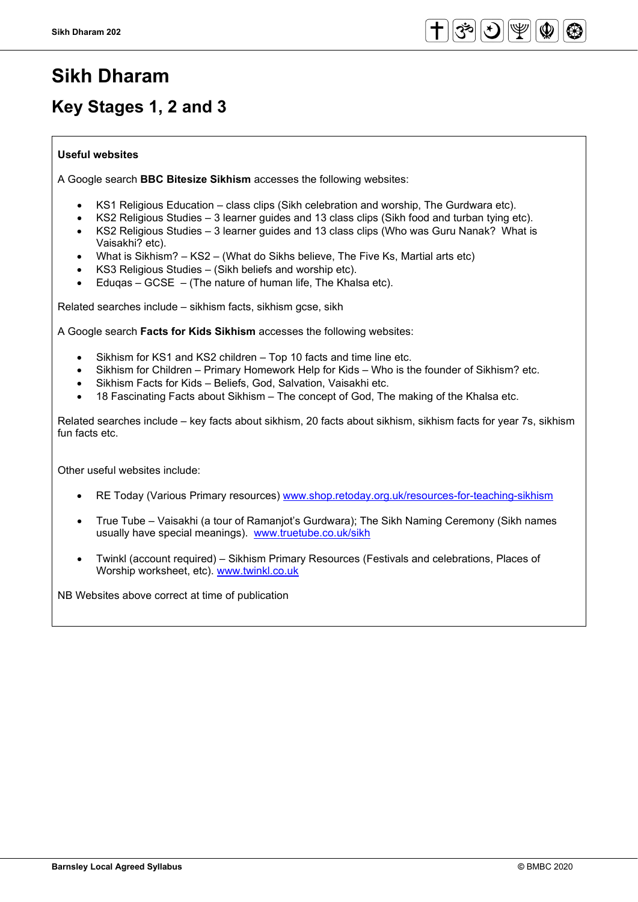# Sikh Dharam

## Key Stages 1, 2 and 3

**Useful websites**

A Google search **BBC Bitesize Sikhism** accesses the following websites:

- KS1 Religious Education – class clips (Sikh celebration and worship, The Gurdwara etc).
- KS2 Religious Studies – 3 learner guides and 13 class clips (Sikh food and turban tying etc).
- KS2 Religious Studies – 3 learner guides and 13 class clips (Who was Guru Nanak? What is Vaisakhi? etc).
- What is Sikhism? – KS2 – (What do Sikhs believe, The Five Ks, Martial arts etc)
- KS3 Religious Studies – (Sikh beliefs and worship etc).
- Eduqas – GCSE – (The nature of human life, The Khalsa etc).

Related searches include – sikhism facts, sikhism gcse, sikh

A Google search **Facts for Kids Sikhism** accesses the following websites:

- Sikhism for KS1 and KS2 children – Top 10 facts and time line etc.
- Sikhism for Children – Primary Homework Help for Kids – Who is the founder of Sikhism? etc.
- Sikhism Facts for Kids – Beliefs, God, Salvation, Vaisakhi etc.
- 18 Fascinating Facts about Sikhism – The concept of God, The making of the Khalsa etc.

Related searches include – key facts about sikhism, 20 facts about sikhism, sikhism facts for year 7s, sikhism fun facts etc.

Other useful websites include:

- RE Today (Various Primary resources) www.shop.retoday.org.uk/resources-for-teaching-sikhism
- True Tube – Vaisakhi (a tour of Ramanjot's Gurdwara); The Sikh Naming Ceremony (Sikh names usually have special meanings). www.truetube.co.uk/sikh
- Twinkl (account required) – Sikhism Primary Resources (Festivals and celebrations, Places of Worship worksheet, etc). www.twinkl.co.uk

NB Websites above correct at time of publication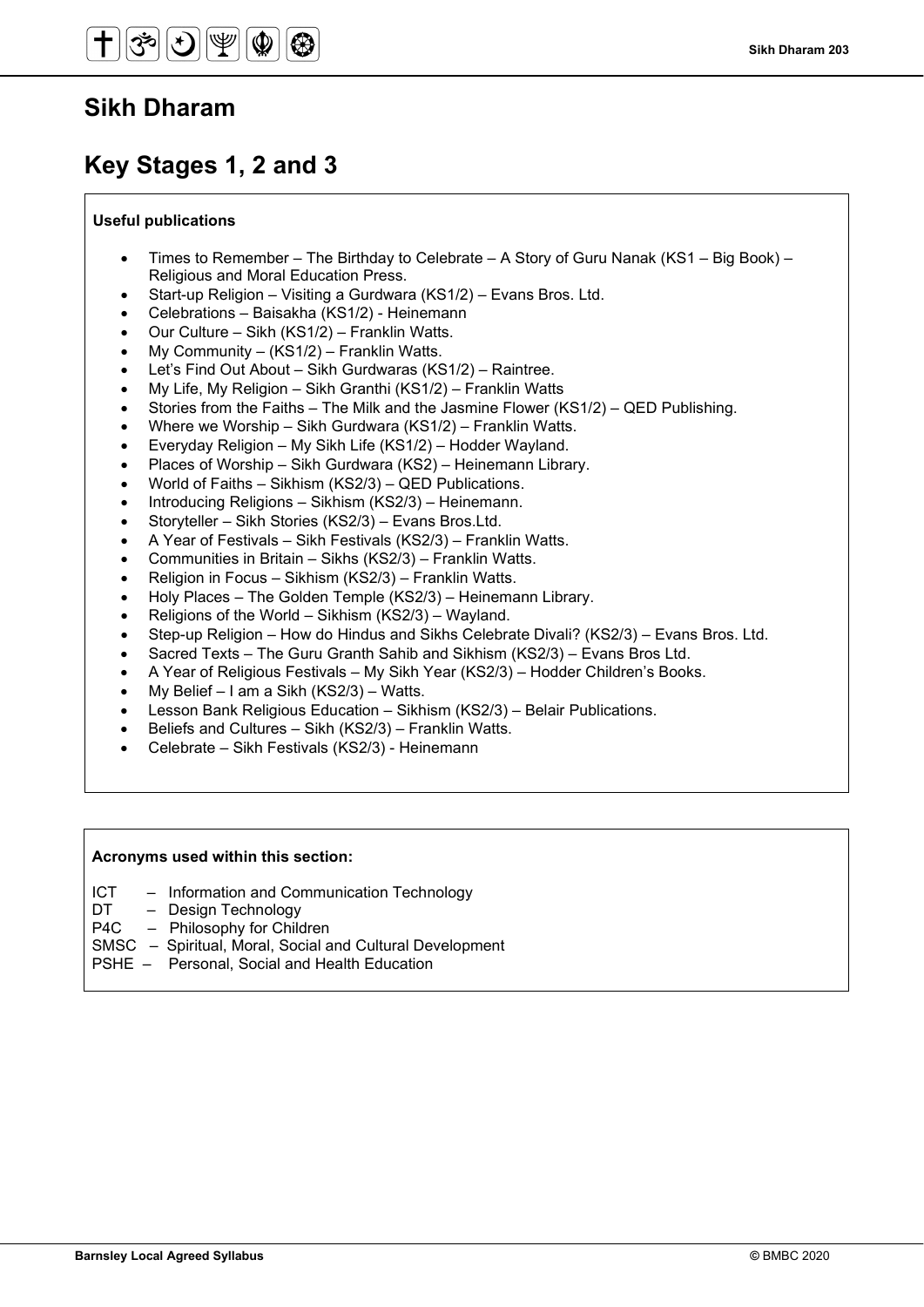# Sikh Dharam

# Key Stages 1, 2 and 3

**Useful publications**

- Times to Remember – The Birthday to Celebrate – A Story of Guru Nanak (KS1 – Big Book) – Religious and Moral Education Press.
- Start-up Religion – Visiting a Gurdwara (KS1/2) – Evans Bros. Ltd.
- Celebrations – Baisakha (KS1/2) - Heinemann
- Our Culture – Sikh (KS1/2) – Franklin Watts.
- My Community – (KS1/2) – Franklin Watts.
- Let's Find Out About – Sikh Gurdwaras (KS1/2) – Raintree.
- My Life, My Religion – Sikh Granthi (KS1/2) – Franklin Watts
- Stories from the Faiths – The Milk and the Jasmine Flower (KS1/2) – QED Publishing.
- Where we Worship – Sikh Gurdwara (KS1/2) – Franklin Watts.
- Everyday Religion – My Sikh Life (KS1/2) – Hodder Wayland.
- Places of Worship – Sikh Gurdwara (KS2) – Heinemann Library.
- World of Faiths – Sikhism (KS2/3) – QED Publications.
- Introducing Religions – Sikhism (KS2/3) – Heinemann.
- Storyteller – Sikh Stories (KS2/3) – Evans Bros.Ltd.
- A Year of Festivals – Sikh Festivals (KS2/3) – Franklin Watts.
- Communities in Britain – Sikhs (KS2/3) – Franklin Watts.
- Religion in Focus – Sikhism (KS2/3) – Franklin Watts.
- Holy Places – The Golden Temple (KS2/3) – Heinemann Library.
- Religions of the World – Sikhism (KS2/3) – Wayland.
- Step-up Religion – How do Hindus and Sikhs Celebrate Divali? (KS2/3) – Evans Bros. Ltd.
- Sacred Texts – The Guru Granth Sahib and Sikhism (KS2/3) – Evans Bros Ltd.
- A Year of Religious Festivals – My Sikh Year (KS2/3) – Hodder Children's Books.
- My Belief – I am a Sikh (KS2/3) – Watts.
- Lesson Bank Religious Education – Sikhism (KS2/3) – Belair Publications.
- Beliefs and Cultures – Sikh (KS2/3) – Franklin Watts.
- Celebrate – Sikh Festivals (KS2/3) - Heinemann

**Acronyms used within this section:**

ICT – Information and Communication Technology
DT – Design Technology
P4C – Philosophy for Children
SMSC – Spiritual, Moral, Social and Cultural Development
PSHE – Personal, Social and Health Education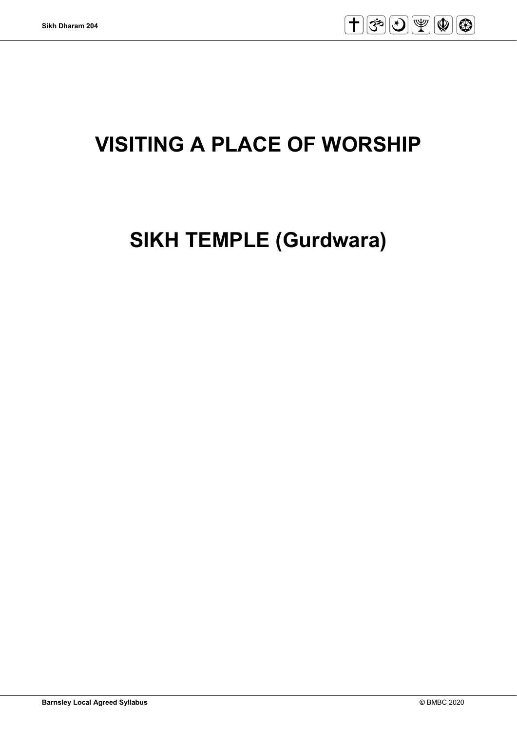# VISITING A PLACE OF WORSHIP

# SIKH TEMPLE (Gurdwara)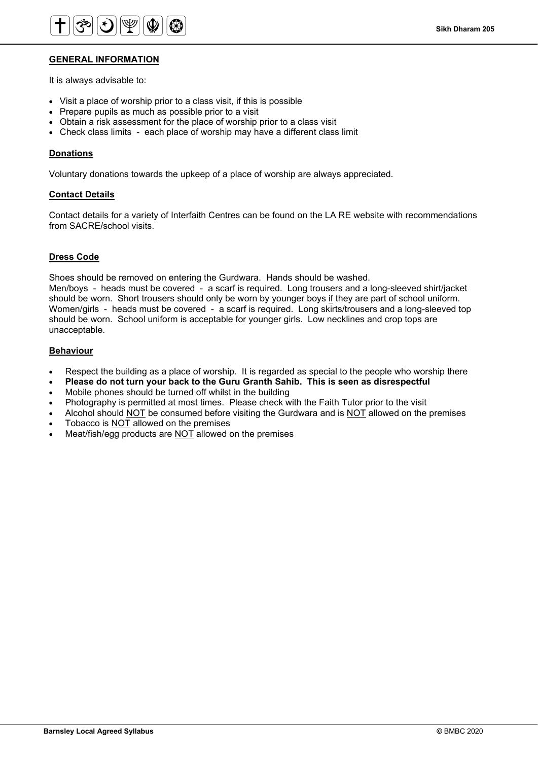## GENERAL INFORMATION

It is always advisable to:

- Visit a place of worship prior to a class visit, if this is possible
- Prepare pupils as much as possible prior to a visit
- Obtain a risk assessment for the place of worship prior to a class visit
- Check class limits - each place of worship may have a different class limit

### Donations

Voluntary donations towards the upkeep of a place of worship are always appreciated.

### Contact Details

Contact details for a variety of Interfaith Centres can be found on the LA RE website with recommendations from SACRE/school visits.

### Dress Code

Shoes should be removed on entering the Gurdwara. Hands should be washed.
Men/boys - heads must be covered - a scarf is required. Long trousers and a long-sleeved shirt/jacket should be worn. Short trousers should only be worn by younger boys if they are part of school uniform.
Women/girls - heads must be covered - a scarf is required. Long skirts/trousers and a long-sleeved top should be worn. School uniform is acceptable for younger girls. Low necklines and crop tops are unacceptable.

### Behaviour

- Respect the building as a place of worship. It is regarded as special to the people who worship there
- **Please do not turn your back to the Guru Granth Sahib. This is seen as disrespectful**
- Mobile phones should be turned off whilst in the building
- Photography is permitted at most times. Please check with the Faith Tutor prior to the visit
- Alcohol should NOT be consumed before visiting the Gurdwara and is NOT allowed on the premises
- Tobacco is NOT allowed on the premises
- Meat/fish/egg products are NOT allowed on the premises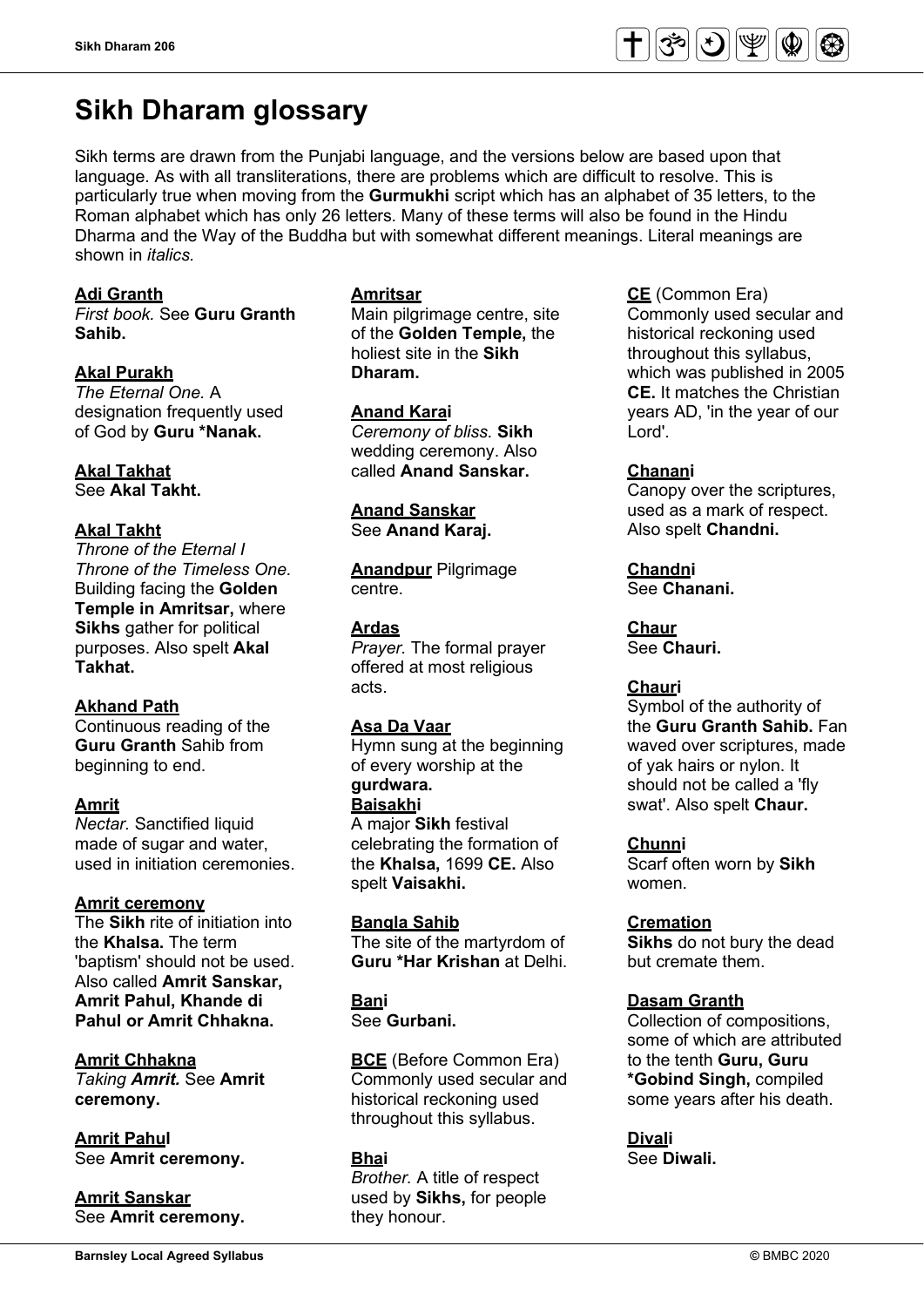# Sikh Dharam glossary

Sikh terms are drawn from the Punjabi language, and the versions below are based upon that language. As with all transliterations, there are problems which are difficult to resolve. This is particularly true when moving from the **Gurmukhi** script which has an alphabet of 35 letters, to the Roman alphabet which has only 26 letters. Many of these terms will also be found in the Hindu Dharma and the Way of the Buddha but with somewhat different meanings. Literal meanings are shown in *italics.*

**Adi Granth**
*First book.* See **Guru Granth Sahib.**

**Akal Purakh**
*The Eternal One.* A designation frequently used of God by **Guru *Nanak.**

**Akal Takhat**
See **Akal Takht.**

**Akal Takht**
*Throne of the Eternal I Throne of the Timeless One.* Building facing the **Golden Temple in Amritsar,** where **Sikhs** gather for political purposes. Also spelt **Akal Takhat.**

**Akhand Path**
Continuous reading of the **Guru Granth** Sahib from beginning to end.

**Amrit**
*Nectar.* Sanctified liquid made of sugar and water, used in initiation ceremonies.

**Amrit ceremony**
The **Sikh** rite of initiation into the **Khalsa.** The term 'baptism' should not be used. Also called **Amrit Sanskar, Amrit Pahul, Khande di Pahul or Amrit Chhakna.**

**Amrit Chhakna**
*Taking **Amrit.*** See **Amrit ceremony.**

**Amrit Pahul**
See **Amrit ceremony.**

**Amrit Sanskar**
See **Amrit ceremony.**

**Amritsar**
Main pilgrimage centre, site of the **Golden Temple,** the holiest site in the **Sikh Dharam.**

**Anand Karai**
*Ceremony of bliss.* **Sikh** wedding ceremony. Also called **Anand Sanskar.**

**Anand Sanskar**
See **Anand Karaj.**

**Anandpur** Pilgrimage centre.

**Ardas**
*Prayer.* The formal prayer offered at most religious acts.

**Asa Da Vaar**
Hymn sung at the beginning of every worship at the **gurdwara.**

**Baisakhi**
A major **Sikh** festival celebrating the formation of the **Khalsa,** 1699 **CE.** Also spelt **Vaisakhi.**

**Bangla Sahib**
The site of the martyrdom of **Guru *Har Krishan** at Delhi.

**Bani**
See **Gurbani.**

**BCE** (Before Common Era)
Commonly used secular and historical reckoning used throughout this syllabus.

**Bhai**
*Brother.* A title of respect used by **Sikhs,** for people they honour.

**CE** (Common Era)
Commonly used secular and historical reckoning used throughout this syllabus, which was published in 2005 **CE.** It matches the Christian years AD, 'in the year of our Lord'.

**Chanani**
Canopy over the scriptures, used as a mark of respect. Also spelt **Chandni.**

**Chandni**
See **Chanani.**

**Chaur**
See **Chauri.**

**Chauri**
Symbol of the authority of the **Guru Granth Sahib.** Fan waved over scriptures, made of yak hairs or nylon. It should not be called a 'fly swat'. Also spelt **Chaur.**

**Chunni**
Scarf often worn by **Sikh** women.

**Cremation**
**Sikhs** do not bury the dead but cremate them.

**Dasam Granth**
Collection of compositions, some of which are attributed to the tenth **Guru, Guru *Gobind Singh,** compiled some years after his death.

**Divali**
See **Diwali.**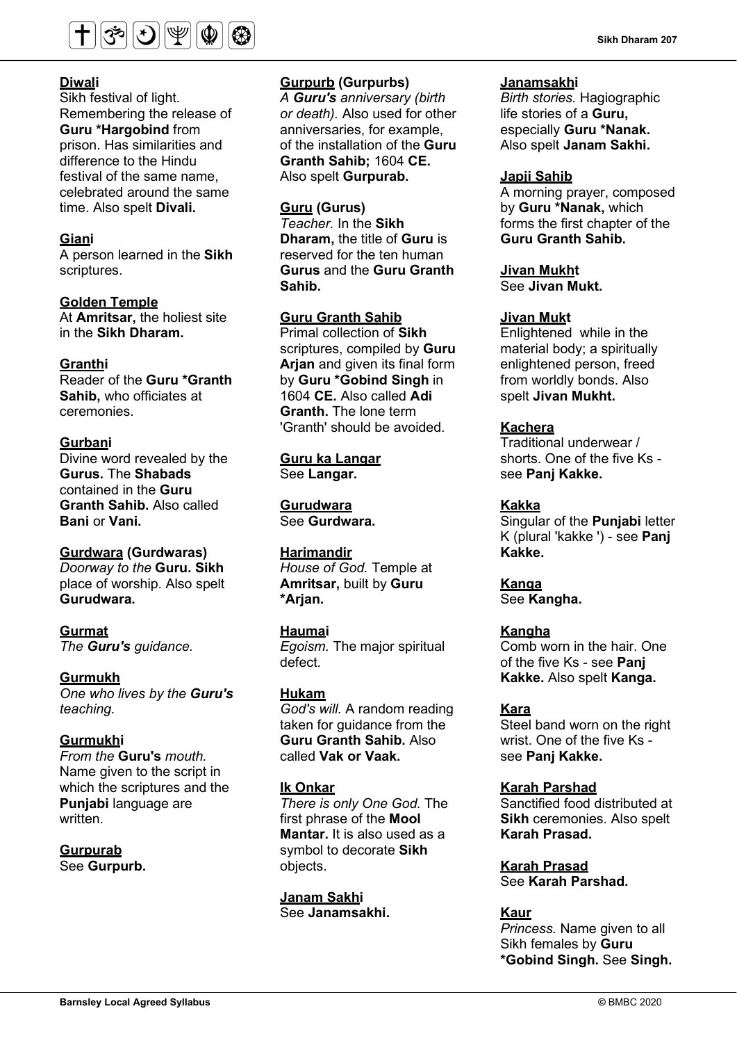**Diwali**
Sikh festival of light. Remembering the release of **Guru *Hargobind** from prison. Has similarities and difference to the Hindu festival of the same name, celebrated around the same time. Also spelt **Divali.**

**Giani**
A person learned in the **Sikh** scriptures.

**Golden Temple**
At **Amritsar,** the holiest site in the **Sikh Dharam.**

**Granthi**
Reader of the **Guru *Granth Sahib,** who officiates at ceremonies.

**Gurbani**
Divine word revealed by the **Gurus.** The **Shabads** contained in the **Guru Granth Sahib.** Also called **Bani** or **Vani.**

**Gurdwara (Gurdwaras)**
*Doorway to the* **Guru. Sikh** place of worship. Also spelt **Gurudwara.**

**Gurmat**
*The **Guru's** guidance.*

**Gurmukh**
*One who lives by the **Guru's** teaching.*

**Gurmukhi**
*From the* **Guru's** *mouth.* Name given to the script in which the scriptures and the **Punjabi** language are written.

**Gurpurab**
See **Gurpurb.**

**Gurpurb (Gurpurbs)**
*A **Guru's** anniversary (birth or death).* Also used for other anniversaries, for example, of the installation of the **Guru Granth Sahib;** 1604 **CE.** Also spelt **Gurpurab.**

**Guru (Gurus)**
*Teacher.* In the **Sikh Dharam,** the title of **Guru** is reserved for the ten human **Gurus** and the **Guru Granth Sahib.**

**Guru Granth Sahib**
Primal collection of **Sikh** scriptures, compiled by **Guru Arjan** and given its final form by **Guru *Gobind Singh** in 1604 **CE.** Also called **Adi Granth.** The lone term 'Granth' should be avoided.

**Guru ka Langar**
See **Langar.**

**Gurudwara**
See **Gurdwara.**

**Harimandir**
*House of God.* Temple at **Amritsar,** built by **Guru *Arjan.**

**Haumai**
*Egoism.* The major spiritual defect.

**Hukam**
*God's will.* A random reading taken for guidance from the **Guru Granth Sahib.** Also called **Vak or Vaak.**

**Ik Onkar**
*There is only One God.* The first phrase of the **Mool Mantar.** It is also used as a symbol to decorate **Sikh** objects.

**Janam Sakhi**
See **Janamsakhi.**

**Janamsakhi**
*Birth stories.* Hagiographic life stories of a **Guru,** especially **Guru *Nanak.** Also spelt **Janam Sakhi.**

**Japji Sahib**
A morning prayer, composed by **Guru *Nanak,** which forms the first chapter of the **Guru Granth Sahib.**

**Jivan Mukht**
See **Jivan Mukt.**

**Jivan Mukt**
Enlightened while in the material body; a spiritually enlightened person, freed from worldly bonds. Also spelt **Jivan Mukht.**

**Kachera**
Traditional underwear / shorts. One of the five Ks - see **Panj Kakke.**

**Kakka**
Singular of the **Punjabi** letter K (plural 'kakke ') - see **Panj Kakke.**

**Kanga**
See **Kangha.**

**Kangha**
Comb worn in the hair. One of the five Ks - see **Panj Kakke.** Also spelt **Kanga.**

**Kara**
Steel band worn on the right wrist. One of the five Ks - see **Panj Kakke.**

**Karah Parshad**
Sanctified food distributed at **Sikh** ceremonies. Also spelt **Karah Prasad.**

**Karah Prasad**
See **Karah Parshad.**

**Kaur**
*Princess.* Name given to all Sikh females by **Guru *Gobind Singh.** See **Singh.**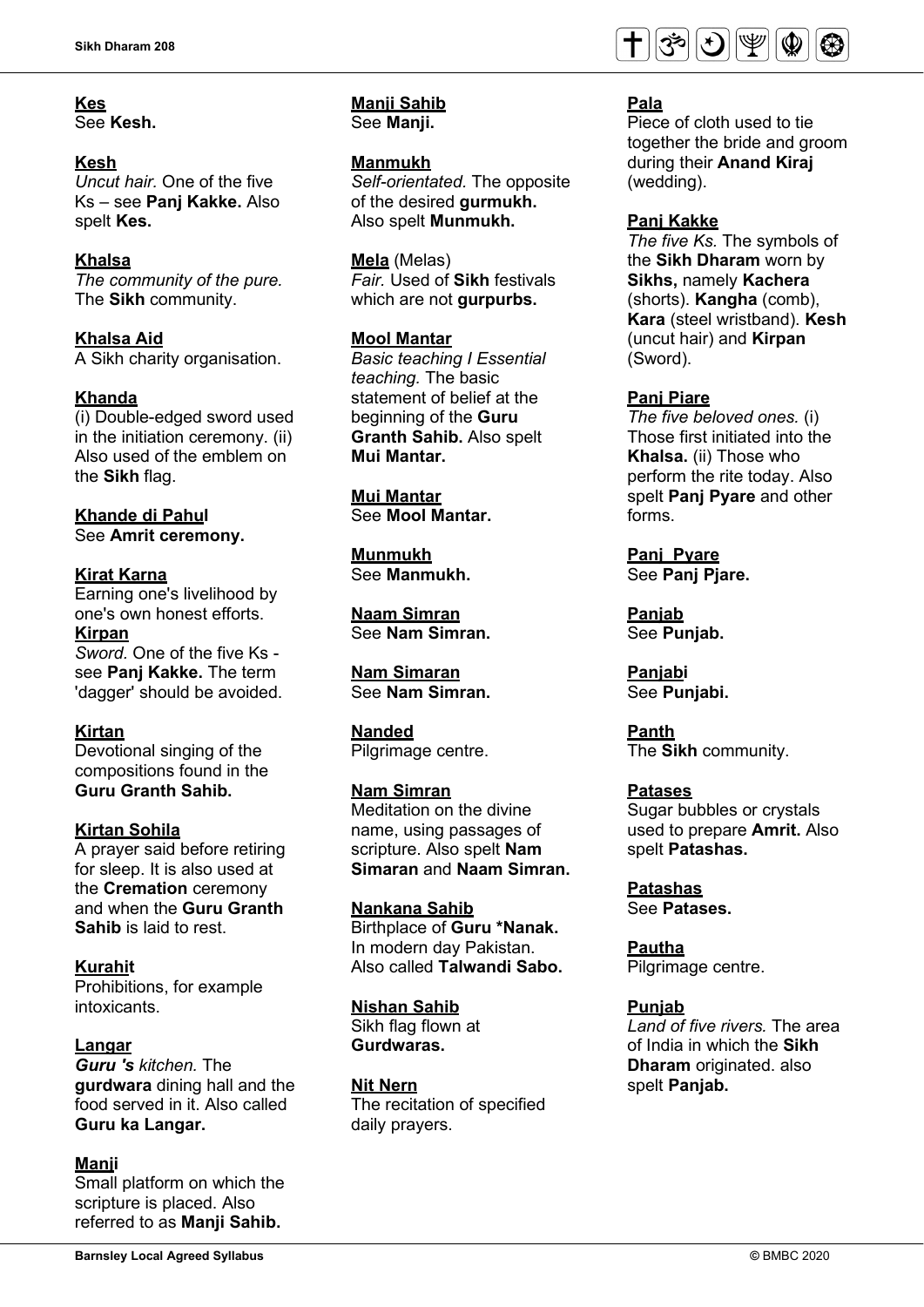**Kes**
See **Kesh.**

**Kesh**
*Uncut hair.* One of the five Ks – see **Panj Kakke.** Also spelt **Kes.**

**Khalsa**
*The community of the pure.* The **Sikh** community.

**Khalsa Aid**
A Sikh charity organisation.

**Khanda**
(i) Double-edged sword used in the initiation ceremony. (ii) Also used of the emblem on the **Sikh** flag.

**Khande di Pahul**
See **Amrit ceremony.**

**Kirat Karna**
Earning one's livelihood by one's own honest efforts.

**Kirpan**
*Sword.* One of the five Ks - see **Panj Kakke.** The term 'dagger' should be avoided.

**Kirtan**
Devotional singing of the compositions found in the **Guru Granth Sahib.**

**Kirtan Sohila**
A prayer said before retiring for sleep. It is also used at the **Cremation** ceremony and when the **Guru Granth Sahib** is laid to rest.

**Kurahit**
Prohibitions, for example intoxicants.

**Langar**
***Guru 's*** *kitchen.* The **gurdwara** dining hall and the food served in it. Also called **Guru ka Langar.**

**Manji**
Small platform on which the scripture is placed. Also referred to as **Manji Sahib.**

**Manji Sahib**
See **Manji.**

**Manmukh**
*Self-orientated.* The opposite of the desired **gurmukh.** Also spelt **Munmukh.**

**Mela** (Melas)
*Fair.* Used of **Sikh** festivals which are not **gurpurbs.**

**Mool Mantar**
*Basic teaching I Essential teaching.* The basic statement of belief at the beginning of the **Guru Granth Sahib.** Also spelt **Mui Mantar.**

**Mui Mantar**
See **Mool Mantar.**

**Munmukh**
See **Manmukh.**

**Naam Simran**
See **Nam Simran.**

**Nam Simaran**
See **Nam Simran.**

**Nanded**
Pilgrimage centre.

**Nam Simran**
Meditation on the divine name, using passages of scripture. Also spelt **Nam Simaran** and **Naam Simran.**

**Nankana Sahib**
Birthplace of **Guru *Nanak.** In modern day Pakistan. Also called **Talwandi Sabo.**

**Nishan Sahib**
Sikh flag flown at **Gurdwaras.**

**Nit Nern**
The recitation of specified daily prayers.

**Pala**
Piece of cloth used to tie together the bride and groom during their **Anand Kiraj** (wedding).

**Panj Kakke**
*The five Ks.* The symbols of the **Sikh Dharam** worn by **Sikhs,** namely **Kachera** (shorts). **Kangha** (comb), **Kara** (steel wristband). **Kesh** (uncut hair) and **Kirpan** (Sword).

**Panj Piare**
*The five beloved ones.* (i) Those first initiated into the **Khalsa.** (ii) Those who perform the rite today. Also spelt **Panj Pyare** and other forms.

**Panj Pyare**
See **Panj Pjare.**

**Panjab**
See **Punjab.**

**Panjabi**
See **Punjabi.**

**Panth**
The **Sikh** community.

**Patases**
Sugar bubbles or crystals used to prepare **Amrit.** Also spelt **Patashas.**

**Patashas**
See **Patases.**

**Pautha**
Pilgrimage centre.

**Punjab**
*Land of five rivers.* The area of India in which the **Sikh Dharam** originated. also spelt **Panjab.**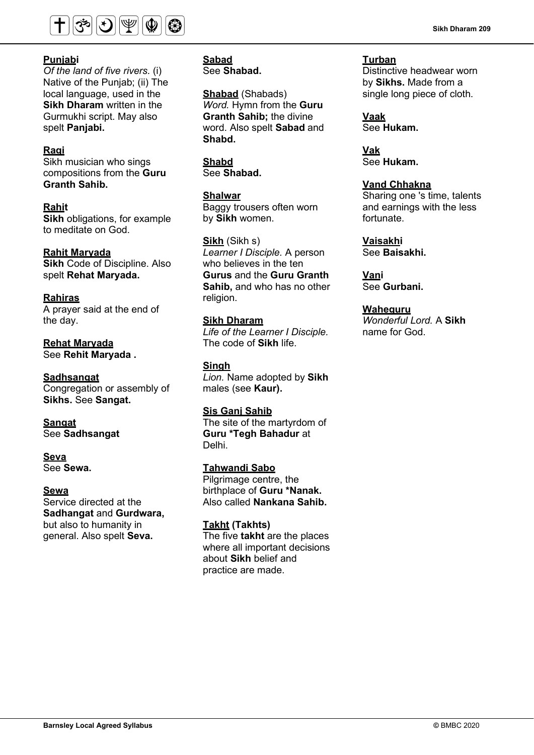**Punjabi**
*Of the land of five rivers.* (i) Native of the Punjab; (ii) The local language, used in the **Sikh Dharam** written in the Gurmukhi script. May also spelt **Panjabi.**

**Ragi**
Sikh musician who sings compositions from the **Guru Granth Sahib.**

**Rahit**
**Sikh** obligations, for example to meditate on God.

**Rahit Maryada**
**Sikh** Code of Discipline. Also spelt **Rehat Maryada.**

**Rahiras**
A prayer said at the end of the day.

**Rehat Maryada**
See **Rehit Maryada .**

**Sadhsangat**
Congregation or assembly of **Sikhs.** See **Sangat.**

**Sangat**
See **Sadhsangat**

**Seva**
See **Sewa.**

**Sewa**
Service directed at the **Sadhangat** and **Gurdwara,** but also to humanity in general. Also spelt **Seva.**

**Sabad**
See **Shabad.**

**Shabad** (Shabads)
*Word.* Hymn from the **Guru Granth Sahib;** the divine word. Also spelt **Sabad** and **Shabd.**

**Shabd**
See **Shabad.**

**Shalwar**
Baggy trousers often worn by **Sikh** women.

**Sikh** (Sikh s)
*Learner I Disciple.* A person who believes in the ten **Gurus** and the **Guru Granth Sahib,** and who has no other religion.

**Sikh Dharam**
*Life of the Learner I Disciple.* The code of **Sikh** life.

**Singh**
*Lion.* Name adopted by **Sikh** males (see **Kaur).**

**Sis Ganj Sahib**
The site of the martyrdom of **Guru *Tegh Bahadur** at Delhi.

**Tahwandi Sabo**
Pilgrimage centre, the birthplace of **Guru *Nanak.** Also called **Nankana Sahib.**

**Takht (Takhts)**
The five **takht** are the places where all important decisions about **Sikh** belief and practice are made.

**Turban**
Distinctive headwear worn by **Sikhs.** Made from a single long piece of cloth.

**Vaak**
See **Hukam.**

**Vak**
See **Hukam.**

**Vand Chhakna**
Sharing one 's time, talents and earnings with the less fortunate.

**Vaisakhi**
See **Baisakhi.**

**Vani**
See **Gurbani.**

**Waheguru**
*Wonderful Lord.* A **Sikh** name for God.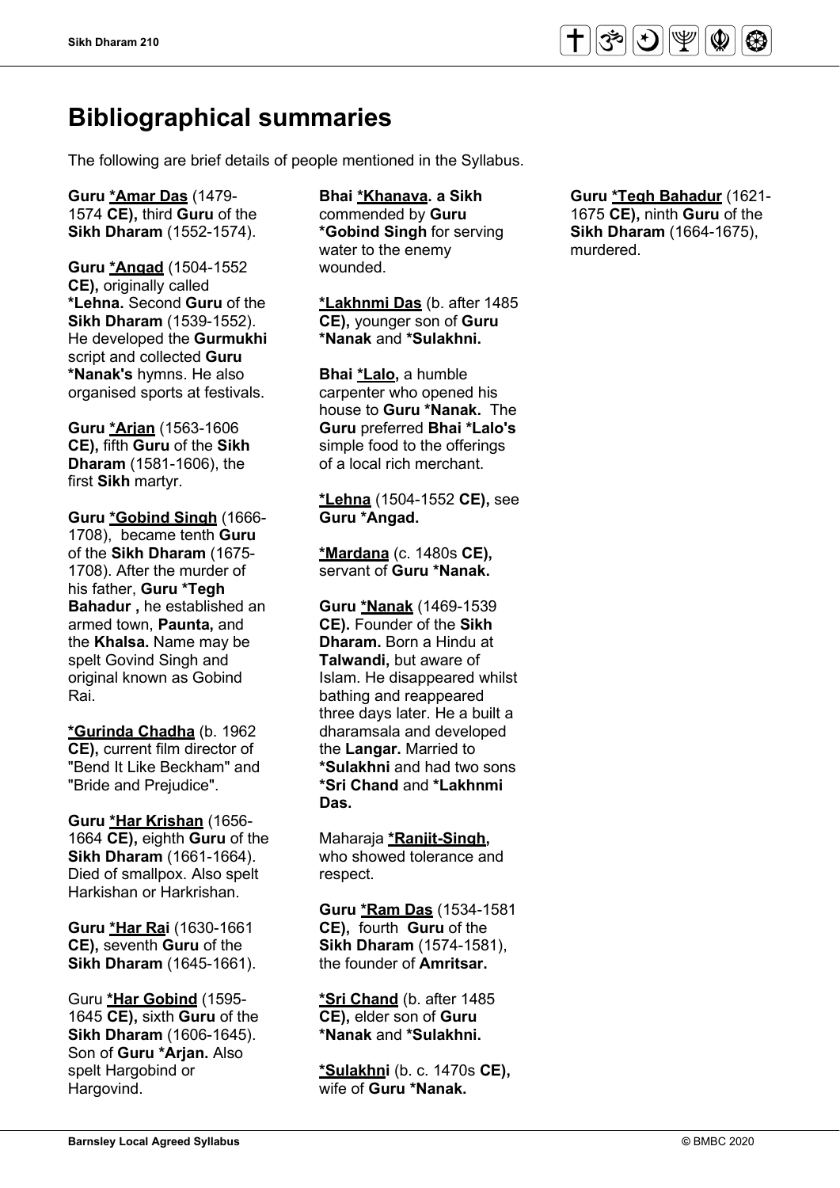# Bibliographical summaries

The following are brief details of people mentioned in the Syllabus.

**Guru <u>*Amar Das</u>** (1479-1574 **CE),** third **Guru** of the **Sikh Dharam** (1552-1574).

**Guru <u>*Angad</u>** (1504-1552 **CE),** originally called **\*Lehna.** Second **Guru** of the **Sikh Dharam** (1539-1552). He developed the **Gurmukhi** script and collected **Guru \*Nanak's** hymns. He also organised sports at festivals.

**Guru <u>*Arjan</u>** (1563-1606 **CE),** fifth **Guru** of the **Sikh Dharam** (1581-1606), the first **Sikh** martyr.

**Guru <u>*Gobind Singh</u>** (1666-1708), became tenth **Guru** of the **Sikh Dharam** (1675-1708). After the murder of his father, **Guru \*Tegh Bahadur ,** he established an armed town, **Paunta,** and the **Khalsa.** Name may be spelt Govind Singh and original known as Gobind Rai.

**<u>*Gurinda Chadha</u>** (b. 1962 **CE),** current film director of "Bend It Like Beckham" and "Bride and Prejudice".

**Guru <u>*Har Krishan</u>** (1656-1664 **CE),** eighth **Guru** of the **Sikh Dharam** (1661-1664). Died of smallpox. Also spelt Harkishan or Harkrishan.

**Guru <u>*Har Rai</u>** (1630-1661 **CE),** seventh **Guru** of the **Sikh Dharam** (1645-1661).

Guru **<u>*Har Gobind</u>** (1595-1645 **CE),** sixth **Guru** of the **Sikh Dharam** (1606-1645). Son of **Guru \*Arjan.** Also spelt Hargobind or Hargovind.

**Bhai <u>*Khanava</u>. a Sikh** commended by **Guru \*Gobind Singh** for serving water to the enemy wounded.

**<u>*Lakhnmi Das</u>** (b. after 1485 **CE),** younger son of **Guru \*Nanak** and **\*Sulakhni.**

**Bhai <u>*Lalo</u>,** a humble carpenter who opened his house to **Guru \*Nanak.** The **Guru** preferred **Bhai \*Lalo's** simple food to the offerings of a local rich merchant.

**<u>*Lehna</u>** (1504-1552 **CE),** see **Guru \*Angad.**

**<u>*Mardana</u>** (c. 1480s **CE),** servant of **Guru \*Nanak.**

**Guru <u>*Nanak</u>** (1469-1539 **CE).** Founder of the **Sikh Dharam.** Born a Hindu at **Talwandi,** but aware of Islam. He disappeared whilst bathing and reappeared three days later. He a built a dharamsala and developed the **Langar.** Married to **\*Sulakhni** and had two sons **\*Sri Chand** and **\*Lakhnmi Das.**

Maharaja **<u>*Ranjit-Singh</u>,** who showed tolerance and respect.

**Guru <u>*Ram Das</u>** (1534-1581 **CE),** fourth **Guru** of the **Sikh Dharam** (1574-1581), the founder of **Amritsar.**

**<u>*Sri Chand</u>** (b. after 1485 **CE),** elder son of **Guru \*Nanak** and **\*Sulakhni.**

**<u>*Sulakhni</u>** (b. c. 1470s **CE),** wife of **Guru \*Nanak.**

**Guru <u>*Tegh Bahadur</u>** (1621-1675 **CE),** ninth **Guru** of the **Sikh Dharam** (1664-1675), murdered.